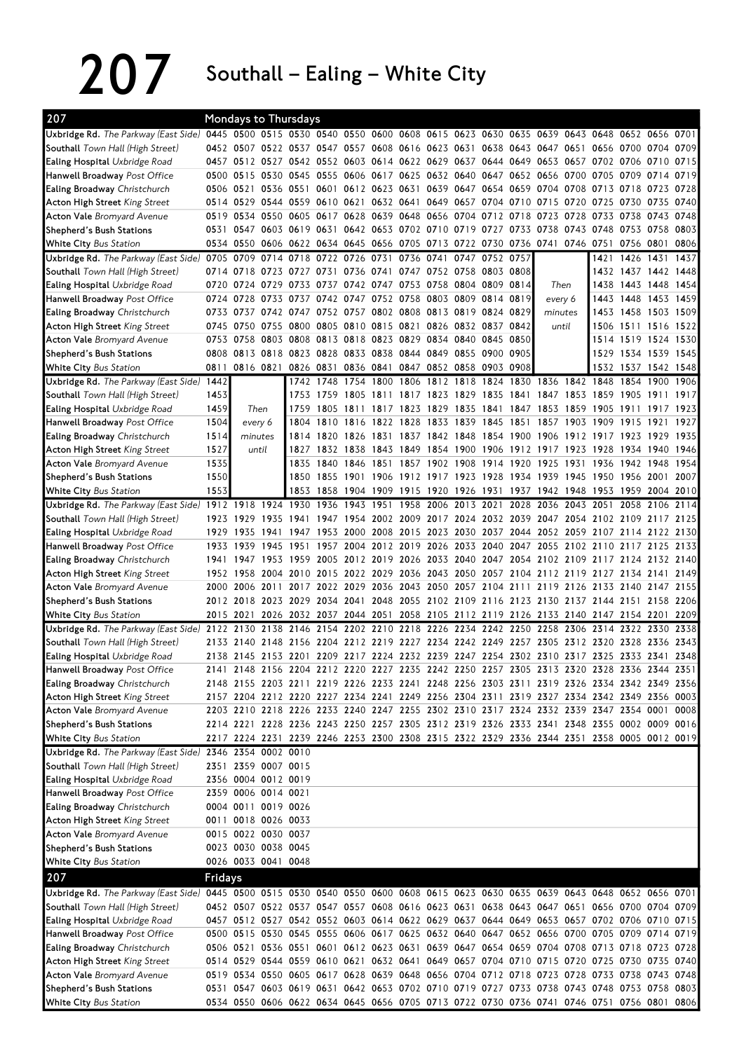# 207 Southall – Ealing – White City

## 207 Mondays to Thursdays

| Stop | | | | | | | | | | | | | | | | | | |
|---|---|---|---|---|---|---|---|---|---|---|---|---|---|---|---|---|---|---|
| **Uxbridge Rd.** *The Parkway (East Side)* | 0445 | 0500 | 0515 | 0530 | 0540 | 0550 | 0600 | 0608 | 0615 | 0623 | 0630 | 0635 | 0639 | 0643 | 0648 | 0652 | 0656 | 0701 |
| **Southall** *Town Hall (High Street)* | 0452 | 0507 | 0522 | 0537 | 0547 | 0557 | 0608 | 0616 | 0623 | 0631 | 0638 | 0643 | 0647 | 0651 | 0656 | 0700 | 0704 | 0709 |
| **Ealing Hospital** *Uxbridge Road* | 0457 | 0512 | 0527 | 0542 | 0552 | 0603 | 0614 | 0622 | 0629 | 0637 | 0644 | 0649 | 0653 | 0657 | 0702 | 0706 | 0710 | 0715 |
| **Hanwell Broadway** *Post Office* | 0500 | 0515 | 0530 | 0545 | 0555 | 0606 | 0617 | 0625 | 0632 | 0640 | 0647 | 0652 | 0656 | 0700 | 0705 | 0709 | 0714 | 0719 |
| **Ealing Broadway** *Christchurch* | 0506 | 0521 | 0536 | 0551 | 0601 | 0612 | 0623 | 0631 | 0639 | 0647 | 0654 | 0659 | 0704 | 0708 | 0713 | 0718 | 0723 | 0728 |
| **Acton High Street** *King Street* | 0514 | 0529 | 0544 | 0559 | 0610 | 0621 | 0632 | 0641 | 0649 | 0657 | 0704 | 0710 | 0715 | 0720 | 0725 | 0730 | 0735 | 0740 |
| **Acton Vale** *Bromyard Avenue* | 0519 | 0534 | 0550 | 0605 | 0617 | 0628 | 0639 | 0648 | 0656 | 0704 | 0712 | 0718 | 0723 | 0728 | 0733 | 0738 | 0743 | 0748 |
| **Shepherd's Bush Stations** | 0531 | 0547 | 0603 | 0619 | 0631 | 0642 | 0653 | 0702 | 0710 | 0719 | 0727 | 0733 | 0738 | 0743 | 0748 | 0753 | 0758 | 0803 |
| **White City** *Bus Station* | 0534 | 0550 | 0606 | 0622 | 0634 | 0645 | 0656 | 0705 | 0713 | 0722 | 0730 | 0736 | 0741 | 0746 | 0751 | 0756 | 0801 | 0806 |

| Stop | | | | | | | | | | | | | | | | | |
|---|---|---|---|---|---|---|---|---|---|---|---|---|---|---|---|---|---|
| **Uxbridge Rd.** *The Parkway (East Side)* | 0705 | 0709 | 0714 | 0718 | 0722 | 0726 | 0731 | 0736 | 0741 | 0747 | 0752 | 0757 | | | 1421 | 1426 | 1431 | 1437 |
| **Southall** *Town Hall (High Street)* | 0714 | 0718 | 0723 | 0727 | 0731 | 0736 | 0741 | 0747 | 0752 | 0758 | 0803 | 0808 | | | 1432 | 1437 | 1442 | 1448 |
| **Ealing Hospital** *Uxbridge Road* | 0720 | 0724 | 0729 | 0733 | 0737 | 0742 | 0747 | 0753 | 0758 | 0804 | 0809 | 0814 | Then | | 1438 | 1443 | 1448 | 1454 |
| **Hanwell Broadway** *Post Office* | 0724 | 0728 | 0733 | 0737 | 0742 | 0747 | 0752 | 0758 | 0803 | 0809 | 0814 | 0819 | every 6 | | 1443 | 1448 | 1453 | 1459 |
| **Ealing Broadway** *Christchurch* | 0733 | 0737 | 0742 | 0747 | 0752 | 0757 | 0802 | 0808 | 0813 | 0819 | 0824 | 0829 | minutes | | 1453 | 1458 | 1503 | 1509 |
| **Acton High Street** *King Street* | 0745 | 0750 | 0755 | 0800 | 0805 | 0810 | 0815 | 0821 | 0826 | 0832 | 0837 | 0842 | until | | 1506 | 1511 | 1516 | 1522 |
| **Acton Vale** *Bromyard Avenue* | 0753 | 0758 | 0803 | 0808 | 0813 | 0818 | 0823 | 0829 | 0834 | 0840 | 0845 | 0850 | | | 1514 | 1519 | 1524 | 1530 |
| **Shepherd's Bush Stations** | 0808 | 0813 | 0818 | 0823 | 0828 | 0833 | 0838 | 0844 | 0849 | 0855 | 0900 | 0905 | | | 1529 | 1534 | 1539 | 1545 |
| **White City** *Bus Station* | 0811 | 0816 | 0821 | 0826 | 0831 | 0836 | 0841 | 0847 | 0852 | 0858 | 0903 | 0908 | | | 1532 | 1537 | 1542 | 1548 |

| Stop | | | | | | | | | | | | | | | | | |
|---|---|---|---|---|---|---|---|---|---|---|---|---|---|---|---|---|---|
| **Uxbridge Rd.** *The Parkway (East Side)* | 1442 | | 1742 | 1748 | 1754 | 1800 | 1806 | 1812 | 1818 | 1824 | 1830 | 1836 | 1842 | 1848 | 1854 | 1900 | 1906 |
| **Southall** *Town Hall (High Street)* | 1453 | | 1753 | 1759 | 1805 | 1811 | 1817 | 1823 | 1829 | 1835 | 1841 | 1847 | 1853 | 1859 | 1905 | 1911 | 1917 |
| **Ealing Hospital** *Uxbridge Road* | 1459 | Then | 1759 | 1805 | 1811 | 1817 | 1823 | 1829 | 1835 | 1841 | 1847 | 1853 | 1859 | 1905 | 1911 | 1917 | 1923 |
| **Hanwell Broadway** *Post Office* | 1504 | every 6 | 1804 | 1810 | 1816 | 1822 | 1828 | 1833 | 1839 | 1845 | 1851 | 1857 | 1903 | 1909 | 1915 | 1921 | 1927 |
| **Ealing Broadway** *Christchurch* | 1514 | minutes | 1814 | 1820 | 1826 | 1831 | 1837 | 1842 | 1848 | 1854 | 1900 | 1906 | 1912 | 1917 | 1923 | 1929 | 1935 |
| **Acton High Street** *King Street* | 1527 | until | 1827 | 1832 | 1838 | 1843 | 1849 | 1854 | 1900 | 1906 | 1912 | 1917 | 1923 | 1928 | 1934 | 1940 | 1946 |
| **Acton Vale** *Bromyard Avenue* | 1535 | | 1835 | 1840 | 1846 | 1851 | 1857 | 1902 | 1908 | 1914 | 1920 | 1925 | 1931 | 1936 | 1942 | 1948 | 1954 |
| **Shepherd's Bush Stations** | 1550 | | 1850 | 1855 | 1901 | 1906 | 1912 | 1917 | 1923 | 1928 | 1934 | 1939 | 1945 | 1950 | 1956 | 2001 | 2007 |
| **White City** *Bus Station* | 1553 | | 1853 | 1858 | 1904 | 1909 | 1915 | 1920 | 1926 | 1931 | 1937 | 1942 | 1948 | 1953 | 1959 | 2004 | 2010 |

| Stop | | | | | | | | | | | | | | | | | |
|---|---|---|---|---|---|---|---|---|---|---|---|---|---|---|---|---|---|
| **Uxbridge Rd.** *The Parkway (East Side)* | 1912 | 1918 | 1924 | 1930 | 1936 | 1943 | 1951 | 1958 | 2006 | 2013 | 2021 | 2028 | 2036 | 2043 | 2051 | 2058 | 2106 | 2114 |
| **Southall** *Town Hall (High Street)* | 1923 | 1929 | 1935 | 1941 | 1947 | 1954 | 2002 | 2009 | 2017 | 2024 | 2032 | 2039 | 2047 | 2054 | 2102 | 2109 | 2117 | 2125 |
| **Ealing Hospital** *Uxbridge Road* | 1929 | 1935 | 1941 | 1947 | 1953 | 2000 | 2008 | 2015 | 2023 | 2030 | 2037 | 2044 | 2052 | 2059 | 2107 | 2114 | 2122 | 2130 |
| **Hanwell Broadway** *Post Office* | 1933 | 1939 | 1945 | 1951 | 1957 | 2004 | 2012 | 2019 | 2026 | 2033 | 2040 | 2047 | 2055 | 2102 | 2110 | 2117 | 2125 | 2133 |
| **Ealing Broadway** *Christchurch* | 1941 | 1947 | 1953 | 1959 | 2005 | 2012 | 2019 | 2026 | 2033 | 2040 | 2047 | 2054 | 2102 | 2109 | 2117 | 2124 | 2132 | 2140 |
| **Acton High Street** *King Street* | 1952 | 1958 | 2004 | 2010 | 2015 | 2022 | 2029 | 2036 | 2043 | 2050 | 2057 | 2104 | 2112 | 2119 | 2127 | 2134 | 2141 | 2149 |
| **Acton Vale** *Bromyard Avenue* | 2000 | 2006 | 2011 | 2017 | 2022 | 2029 | 2036 | 2043 | 2050 | 2057 | 2104 | 2111 | 2119 | 2126 | 2133 | 2140 | 2147 | 2155 |
| **Shepherd's Bush Stations** | 2012 | 2018 | 2023 | 2029 | 2034 | 2041 | 2048 | 2055 | 2102 | 2109 | 2116 | 2123 | 2130 | 2137 | 2144 | 2151 | 2158 | 2206 |
| **White City** *Bus Station* | 2015 | 2021 | 2026 | 2032 | 2037 | 2044 | 2051 | 2058 | 2105 | 2112 | 2119 | 2126 | 2133 | 2140 | 2147 | 2154 | 2201 | 2209 |

| Stop | | | | | | | | | | | | | | | | | |
|---|---|---|---|---|---|---|---|---|---|---|---|---|---|---|---|---|---|
| **Uxbridge Rd.** *The Parkway (East Side)* | 2122 | 2130 | 2138 | 2146 | 2154 | 2202 | 2210 | 2218 | 2226 | 2234 | 2242 | 2250 | 2258 | 2306 | 2314 | 2322 | 2330 | 2338 |
| **Southall** *Town Hall (High Street)* | 2133 | 2140 | 2148 | 2156 | 2204 | 2212 | 2219 | 2227 | 2234 | 2242 | 2249 | 2257 | 2305 | 2312 | 2320 | 2328 | 2336 | 2343 |
| **Ealing Hospital** *Uxbridge Road* | 2138 | 2145 | 2153 | 2201 | 2209 | 2217 | 2224 | 2232 | 2239 | 2247 | 2254 | 2302 | 2310 | 2317 | 2325 | 2333 | 2341 | 2348 |
| **Hanwell Broadway** *Post Office* | 2141 | 2148 | 2156 | 2204 | 2212 | 2220 | 2227 | 2235 | 2242 | 2250 | 2257 | 2305 | 2313 | 2320 | 2328 | 2336 | 2344 | 2351 |
| **Ealing Broadway** *Christchurch* | 2148 | 2155 | 2203 | 2211 | 2219 | 2226 | 2233 | 2241 | 2248 | 2256 | 2303 | 2311 | 2319 | 2326 | 2334 | 2342 | 2349 | 2356 |
| **Acton High Street** *King Street* | 2157 | 2204 | 2212 | 2220 | 2227 | 2234 | 2241 | 2249 | 2256 | 2304 | 2311 | 2319 | 2327 | 2334 | 2342 | 2349 | 2356 | 0003 |
| **Acton Vale** *Bromyard Avenue* | 2203 | 2210 | 2218 | 2226 | 2233 | 2240 | 2247 | 2255 | 2302 | 2310 | 2317 | 2324 | 2332 | 2339 | 2347 | 2354 | 0001 | 0008 |
| **Shepherd's Bush Stations** | 2214 | 2221 | 2228 | 2236 | 2243 | 2250 | 2257 | 2305 | 2312 | 2319 | 2326 | 2333 | 2341 | 2348 | 2355 | 0002 | 0009 | 0016 |
| **White City** *Bus Station* | 2217 | 2224 | 2231 | 2239 | 2246 | 2253 | 2300 | 2308 | 2315 | 2322 | 2329 | 2336 | 2344 | 2351 | 2358 | 0005 | 0012 | 0019 |

| Stop | | | | |
|---|---|---|---|---|
| **Uxbridge Rd.** *The Parkway (East Side)* | 2346 | 2354 | 0002 | 0010 |
| **Southall** *Town Hall (High Street)* | 2351 | 2359 | 0007 | 0015 |
| **Ealing Hospital** *Uxbridge Road* | 2356 | 0004 | 0012 | 0019 |
| **Hanwell Broadway** *Post Office* | 2359 | 0006 | 0014 | 0021 |
| **Ealing Broadway** *Christchurch* | 0004 | 0011 | 0019 | 0026 |
| **Acton High Street** *King Street* | 0011 | 0018 | 0026 | 0033 |
| **Acton Vale** *Bromyard Avenue* | 0015 | 0022 | 0030 | 0037 |
| **Shepherd's Bush Stations** | 0023 | 0030 | 0038 | 0045 |
| **White City** *Bus Station* | 0026 | 0033 | 0041 | 0048 |

## 207 Fridays

| Stop | | | | | | | | | | | | | | | | | | |
|---|---|---|---|---|---|---|---|---|---|---|---|---|---|---|---|---|---|---|
| **Uxbridge Rd.** *The Parkway (East Side)* | 0445 | 0500 | 0515 | 0530 | 0540 | 0550 | 0600 | 0608 | 0615 | 0623 | 0630 | 0635 | 0639 | 0643 | 0648 | 0652 | 0656 | 0701 |
| **Southall** *Town Hall (High Street)* | 0452 | 0507 | 0522 | 0537 | 0547 | 0557 | 0608 | 0616 | 0623 | 0631 | 0638 | 0643 | 0647 | 0651 | 0656 | 0700 | 0704 | 0709 |
| **Ealing Hospital** *Uxbridge Road* | 0457 | 0512 | 0527 | 0542 | 0552 | 0603 | 0614 | 0622 | 0629 | 0637 | 0644 | 0649 | 0653 | 0657 | 0702 | 0706 | 0710 | 0715 |
| **Hanwell Broadway** *Post Office* | 0500 | 0515 | 0530 | 0545 | 0555 | 0606 | 0617 | 0625 | 0632 | 0640 | 0647 | 0652 | 0656 | 0700 | 0705 | 0709 | 0714 | 0719 |
| **Ealing Broadway** *Christchurch* | 0506 | 0521 | 0536 | 0551 | 0601 | 0612 | 0623 | 0631 | 0639 | 0647 | 0654 | 0659 | 0704 | 0708 | 0713 | 0718 | 0723 | 0728 |
| **Acton High Street** *King Street* | 0514 | 0529 | 0544 | 0559 | 0610 | 0621 | 0632 | 0641 | 0649 | 0657 | 0704 | 0710 | 0715 | 0720 | 0725 | 0730 | 0735 | 0740 |
| **Acton Vale** *Bromyard Avenue* | 0519 | 0534 | 0550 | 0605 | 0617 | 0628 | 0639 | 0648 | 0656 | 0704 | 0712 | 0718 | 0723 | 0728 | 0733 | 0738 | 0743 | 0748 |
| **Shepherd's Bush Stations** | 0531 | 0547 | 0603 | 0619 | 0631 | 0642 | 0653 | 0702 | 0710 | 0719 | 0727 | 0733 | 0738 | 0743 | 0748 | 0753 | 0758 | 0803 |
| **White City** *Bus Station* | 0534 | 0550 | 0606 | 0622 | 0634 | 0645 | 0656 | 0705 | 0713 | 0722 | 0730 | 0736 | 0741 | 0746 | 0751 | 0756 | 0801 | 0806 |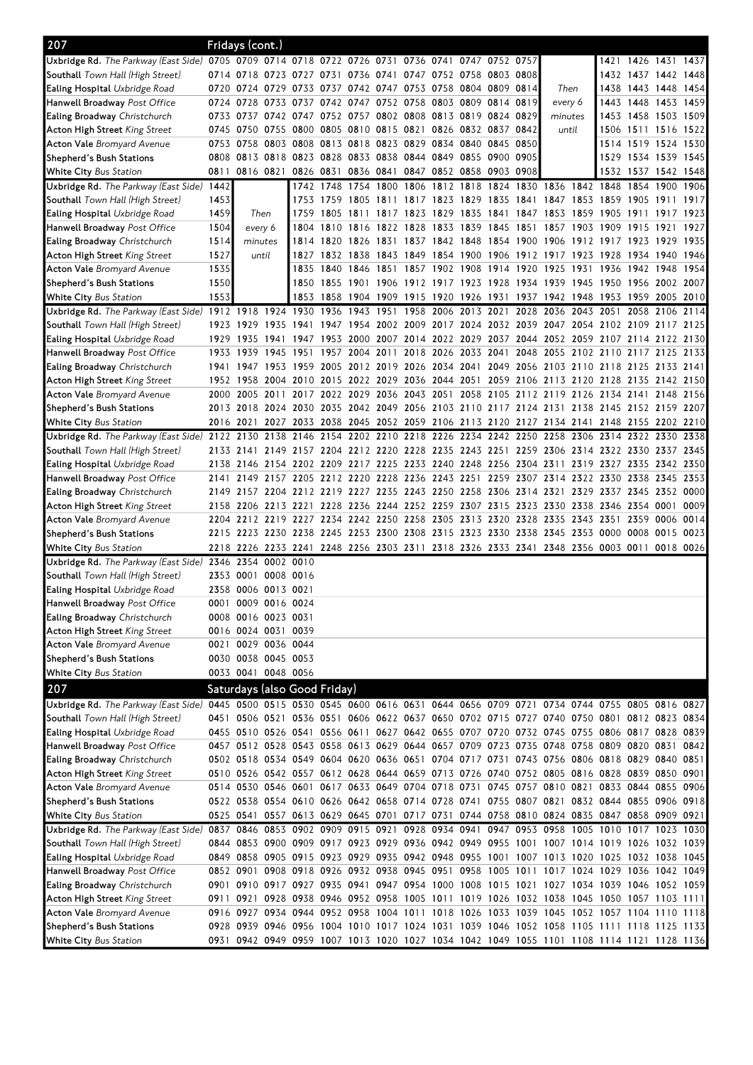## 207 Fridays (cont.)

| Stop | | | | | | | | | | | | | | | | | |
|---|---|---|---|---|---|---|---|---|---|---|---|---|---|---|---|---|---|
| **Uxbridge Rd.** *The Parkway (East Side)* | 0705 | 0709 | 0714 | 0718 | 0722 | 0726 | 0731 | 0736 | 0741 | 0747 | 0752 | 0757 | | | 1421 | 1426 | 1431 | 1437 |
| **Southall** *Town Hall (High Street)* | 0714 | 0718 | 0723 | 0727 | 0731 | 0736 | 0741 | 0747 | 0752 | 0758 | 0803 | 0808 | | | 1432 | 1437 | 1442 | 1448 |
| **Ealing Hospital** *Uxbridge Road* | 0720 | 0724 | 0729 | 0733 | 0737 | 0742 | 0747 | 0753 | 0758 | 0804 | 0809 | 0814 | *Then* | | 1438 | 1443 | 1448 | 1454 |
| **Hanwell Broadway** *Post Office* | 0724 | 0728 | 0733 | 0737 | 0742 | 0747 | 0752 | 0758 | 0803 | 0809 | 0814 | 0819 | *every 6* | | 1443 | 1448 | 1453 | 1459 |
| **Ealing Broadway** *Christchurch* | 0733 | 0737 | 0742 | 0747 | 0752 | 0757 | 0802 | 0808 | 0813 | 0819 | 0824 | 0829 | *minutes* | | 1453 | 1458 | 1503 | 1509 |
| **Acton High Street** *King Street* | 0745 | 0750 | 0755 | 0800 | 0805 | 0810 | 0815 | 0821 | 0826 | 0832 | 0837 | 0842 | *until* | | 1506 | 1511 | 1516 | 1522 |
| **Acton Vale** *Bromyard Avenue* | 0753 | 0758 | 0803 | 0808 | 0813 | 0818 | 0823 | 0829 | 0834 | 0840 | 0845 | 0850 | | | 1514 | 1519 | 1524 | 1530 |
| **Shepherd's Bush Stations** | 0808 | 0813 | 0818 | 0823 | 0828 | 0833 | 0838 | 0844 | 0849 | 0855 | 0900 | 0905 | | | 1529 | 1534 | 1539 | 1545 |
| **White City** *Bus Station* | 0811 | 0816 | 0821 | 0826 | 0831 | 0836 | 0841 | 0847 | 0852 | 0858 | 0903 | 0908 | | | 1532 | 1537 | 1542 | 1548 |
| **Uxbridge Rd.** *The Parkway (East Side)* | 1442 | | | 1742 | 1748 | 1754 | 1800 | 1806 | 1812 | 1818 | 1824 | 1830 | 1836 | 1842 | 1848 | 1854 | 1900 | 1906 |
| **Southall** *Town Hall (High Street)* | 1453 | | | 1753 | 1759 | 1805 | 1811 | 1817 | 1823 | 1829 | 1835 | 1841 | 1847 | 1853 | 1859 | 1905 | 1911 | 1917 |
| **Ealing Hospital** *Uxbridge Road* | 1459 | *Then* | | 1759 | 1805 | 1811 | 1817 | 1823 | 1829 | 1835 | 1841 | 1847 | 1853 | 1859 | 1905 | 1911 | 1917 | 1923 |
| **Hanwell Broadway** *Post Office* | 1504 | *every 6* | | 1804 | 1810 | 1816 | 1822 | 1828 | 1833 | 1839 | 1845 | 1851 | 1857 | 1903 | 1909 | 1915 | 1921 | 1927 |
| **Ealing Broadway** *Christchurch* | 1514 | *minutes* | | 1814 | 1820 | 1826 | 1831 | 1837 | 1842 | 1848 | 1854 | 1900 | 1906 | 1912 | 1917 | 1923 | 1929 | 1935 |
| **Acton High Street** *King Street* | 1527 | *until* | | 1827 | 1832 | 1838 | 1843 | 1849 | 1854 | 1900 | 1906 | 1912 | 1917 | 1923 | 1928 | 1934 | 1940 | 1946 |
| **Acton Vale** *Bromyard Avenue* | 1535 | | | 1835 | 1840 | 1846 | 1851 | 1857 | 1902 | 1908 | 1914 | 1920 | 1925 | 1931 | 1936 | 1942 | 1948 | 1954 |
| **Shepherd's Bush Stations** | 1550 | | | 1850 | 1855 | 1901 | 1906 | 1912 | 1917 | 1923 | 1928 | 1934 | 1939 | 1945 | 1950 | 1956 | 2002 | 2007 |
| **White City** *Bus Station* | 1553 | | | 1853 | 1858 | 1904 | 1909 | 1915 | 1920 | 1926 | 1931 | 1937 | 1942 | 1948 | 1953 | 1959 | 2005 | 2010 |
| **Uxbridge Rd.** *The Parkway (East Side)* | 1912 | 1918 | 1924 | 1930 | 1936 | 1943 | 1951 | 1958 | 2006 | 2013 | 2021 | 2028 | 2036 | 2043 | 2051 | 2058 | 2106 | 2114 |
| **Southall** *Town Hall (High Street)* | 1923 | 1929 | 1935 | 1941 | 1947 | 1954 | 2002 | 2009 | 2017 | 2024 | 2032 | 2039 | 2047 | 2054 | 2102 | 2109 | 2117 | 2125 |
| **Ealing Hospital** *Uxbridge Road* | 1929 | 1935 | 1941 | 1947 | 1953 | 2000 | 2007 | 2014 | 2022 | 2029 | 2037 | 2044 | 2052 | 2059 | 2107 | 2114 | 2122 | 2130 |
| **Hanwell Broadway** *Post Office* | 1933 | 1939 | 1945 | 1951 | 1957 | 2004 | 2011 | 2018 | 2026 | 2033 | 2041 | 2048 | 2055 | 2102 | 2110 | 2117 | 2125 | 2133 |
| **Ealing Broadway** *Christchurch* | 1941 | 1947 | 1953 | 1959 | 2005 | 2012 | 2019 | 2026 | 2034 | 2041 | 2049 | 2056 | 2103 | 2110 | 2118 | 2125 | 2133 | 2141 |
| **Acton High Street** *King Street* | 1952 | 1958 | 2004 | 2010 | 2015 | 2022 | 2029 | 2036 | 2044 | 2051 | 2059 | 2106 | 2113 | 2120 | 2128 | 2135 | 2142 | 2150 |
| **Acton Vale** *Bromyard Avenue* | 2000 | 2005 | 2011 | 2017 | 2022 | 2029 | 2036 | 2043 | 2051 | 2058 | 2105 | 2112 | 2119 | 2126 | 2134 | 2141 | 2148 | 2156 |
| **Shepherd's Bush Stations** | 2013 | 2018 | 2024 | 2030 | 2035 | 2042 | 2049 | 2056 | 2103 | 2110 | 2117 | 2124 | 2131 | 2138 | 2145 | 2152 | 2159 | 2207 |
| **White City** *Bus Station* | 2016 | 2021 | 2027 | 2033 | 2038 | 2045 | 2052 | 2059 | 2106 | 2113 | 2120 | 2127 | 2134 | 2141 | 2148 | 2155 | 2202 | 2210 |
| **Uxbridge Rd.** *The Parkway (East Side)* | 2122 | 2130 | 2138 | 2146 | 2154 | 2202 | 2210 | 2218 | 2226 | 2234 | 2242 | 2250 | 2258 | 2306 | 2314 | 2322 | 2330 | 2338 |
| **Southall** *Town Hall (High Street)* | 2133 | 2141 | 2149 | 2157 | 2204 | 2212 | 2220 | 2228 | 2235 | 2243 | 2251 | 2259 | 2306 | 2314 | 2322 | 2330 | 2337 | 2345 |
| **Ealing Hospital** *Uxbridge Road* | 2138 | 2146 | 2154 | 2202 | 2209 | 2217 | 2225 | 2233 | 2240 | 2248 | 2256 | 2304 | 2311 | 2319 | 2327 | 2335 | 2342 | 2350 |
| **Hanwell Broadway** *Post Office* | 2141 | 2149 | 2157 | 2205 | 2212 | 2220 | 2228 | 2236 | 2243 | 2251 | 2259 | 2307 | 2314 | 2322 | 2330 | 2338 | 2345 | 2353 |
| **Ealing Broadway** *Christchurch* | 2149 | 2157 | 2204 | 2212 | 2219 | 2227 | 2235 | 2243 | 2250 | 2258 | 2306 | 2314 | 2321 | 2329 | 2337 | 2345 | 2352 | 0000 |
| **Acton High Street** *King Street* | 2158 | 2206 | 2213 | 2221 | 2228 | 2236 | 2244 | 2252 | 2259 | 2307 | 2315 | 2323 | 2330 | 2338 | 2346 | 2354 | 0001 | 0009 |
| **Acton Vale** *Bromyard Avenue* | 2204 | 2212 | 2219 | 2227 | 2234 | 2242 | 2250 | 2258 | 2305 | 2313 | 2320 | 2328 | 2335 | 2343 | 2351 | 2359 | 0006 | 0014 |
| **Shepherd's Bush Stations** | 2215 | 2223 | 2230 | 2238 | 2245 | 2253 | 2300 | 2308 | 2315 | 2323 | 2330 | 2338 | 2345 | 2353 | 0000 | 0008 | 0015 | 0023 |
| **White City** *Bus Station* | 2218 | 2226 | 2233 | 2241 | 2248 | 2256 | 2303 | 2311 | 2318 | 2326 | 2333 | 2341 | 2348 | 2356 | 0003 | 0011 | 0018 | 0026 |
| **Uxbridge Rd.** *The Parkway (East Side)* | 2346 | 2354 | 0002 | 0010 | | | | | | | | | | | | | | |
| **Southall** *Town Hall (High Street)* | 2353 | 0001 | 0008 | 0016 | | | | | | | | | | | | | | |
| **Ealing Hospital** *Uxbridge Road* | 2358 | 0006 | 0013 | 0021 | | | | | | | | | | | | | | |
| **Hanwell Broadway** *Post Office* | 0001 | 0009 | 0016 | 0024 | | | | | | | | | | | | | | |
| **Ealing Broadway** *Christchurch* | 0008 | 0016 | 0023 | 0031 | | | | | | | | | | | | | | |
| **Acton High Street** *King Street* | 0016 | 0024 | 0031 | 0039 | | | | | | | | | | | | | | |
| **Acton Vale** *Bromyard Avenue* | 0021 | 0029 | 0036 | 0044 | | | | | | | | | | | | | | |
| **Shepherd's Bush Stations** | 0030 | 0038 | 0045 | 0053 | | | | | | | | | | | | | | |
| **White City** *Bus Station* | 0033 | 0041 | 0048 | 0056 | | | | | | | | | | | | | | |

## 207 Saturdays (also Good Friday)

| Stop | | | | | | | | | | | | | | | | | | |
|---|---|---|---|---|---|---|---|---|---|---|---|---|---|---|---|---|---|---|
| **Uxbridge Rd.** *The Parkway (East Side)* | 0445 | 0500 | 0515 | 0530 | 0545 | 0600 | 0616 | 0631 | 0644 | 0656 | 0709 | 0721 | 0734 | 0744 | 0755 | 0805 | 0816 | 0827 |
| **Southall** *Town Hall (High Street)* | 0451 | 0506 | 0521 | 0536 | 0551 | 0606 | 0622 | 0637 | 0650 | 0702 | 0715 | 0727 | 0740 | 0750 | 0801 | 0812 | 0823 | 0834 |
| **Ealing Hospital** *Uxbridge Road* | 0455 | 0510 | 0526 | 0541 | 0556 | 0611 | 0627 | 0642 | 0655 | 0707 | 0720 | 0732 | 0745 | 0755 | 0806 | 0817 | 0828 | 0839 |
| **Hanwell Broadway** *Post Office* | 0457 | 0512 | 0528 | 0543 | 0558 | 0613 | 0629 | 0644 | 0657 | 0709 | 0723 | 0735 | 0748 | 0758 | 0809 | 0820 | 0831 | 0842 |
| **Ealing Broadway** *Christchurch* | 0502 | 0518 | 0534 | 0549 | 0604 | 0620 | 0636 | 0651 | 0704 | 0717 | 0731 | 0743 | 0756 | 0806 | 0818 | 0829 | 0840 | 0851 |
| **Acton High Street** *King Street* | 0510 | 0526 | 0542 | 0557 | 0612 | 0628 | 0644 | 0659 | 0713 | 0726 | 0740 | 0752 | 0805 | 0816 | 0828 | 0839 | 0850 | 0901 |
| **Acton Vale** *Bromyard Avenue* | 0514 | 0530 | 0546 | 0601 | 0617 | 0633 | 0649 | 0704 | 0718 | 0731 | 0745 | 0757 | 0810 | 0821 | 0833 | 0844 | 0855 | 0906 |
| **Shepherd's Bush Stations** | 0522 | 0538 | 0554 | 0610 | 0626 | 0642 | 0658 | 0714 | 0728 | 0741 | 0755 | 0807 | 0821 | 0832 | 0844 | 0855 | 0906 | 0918 |
| **White City** *Bus Station* | 0525 | 0541 | 0557 | 0613 | 0629 | 0645 | 0701 | 0717 | 0731 | 0744 | 0758 | 0810 | 0824 | 0835 | 0847 | 0858 | 0909 | 0921 |
| **Uxbridge Rd.** *The Parkway (East Side)* | 0837 | 0846 | 0853 | 0902 | 0909 | 0915 | 0921 | 0928 | 0934 | 0941 | 0947 | 0953 | 0958 | 1005 | 1010 | 1017 | 1023 | 1030 |
| **Southall** *Town Hall (High Street)* | 0844 | 0853 | 0900 | 0909 | 0917 | 0923 | 0929 | 0936 | 0942 | 0949 | 0955 | 1001 | 1007 | 1014 | 1019 | 1026 | 1032 | 1039 |
| **Ealing Hospital** *Uxbridge Road* | 0849 | 0858 | 0905 | 0915 | 0923 | 0929 | 0935 | 0942 | 0948 | 0955 | 1001 | 1007 | 1013 | 1020 | 1025 | 1032 | 1038 | 1045 |
| **Hanwell Broadway** *Post Office* | 0852 | 0901 | 0908 | 0918 | 0926 | 0932 | 0938 | 0945 | 0951 | 0958 | 1005 | 1011 | 1017 | 1024 | 1029 | 1036 | 1042 | 1049 |
| **Ealing Broadway** *Christchurch* | 0901 | 0910 | 0917 | 0927 | 0935 | 0941 | 0947 | 0954 | 1000 | 1008 | 1015 | 1021 | 1027 | 1034 | 1039 | 1046 | 1052 | 1059 |
| **Acton High Street** *King Street* | 0911 | 0921 | 0928 | 0938 | 0946 | 0952 | 0958 | 1005 | 1011 | 1019 | 1026 | 1032 | 1038 | 1045 | 1050 | 1057 | 1103 | 1111 |
| **Acton Vale** *Bromyard Avenue* | 0916 | 0927 | 0934 | 0944 | 0952 | 0958 | 1004 | 1011 | 1018 | 1026 | 1033 | 1039 | 1045 | 1052 | 1057 | 1104 | 1110 | 1118 |
| **Shepherd's Bush Stations** | 0928 | 0939 | 0946 | 0956 | 1004 | 1010 | 1017 | 1024 | 1031 | 1039 | 1046 | 1052 | 1058 | 1105 | 1111 | 1118 | 1125 | 1133 |
| **White City** *Bus Station* | 0931 | 0942 | 0949 | 0959 | 1007 | 1013 | 1020 | 1027 | 1034 | 1042 | 1049 | 1055 | 1101 | 1108 | 1114 | 1121 | 1128 | 1136 |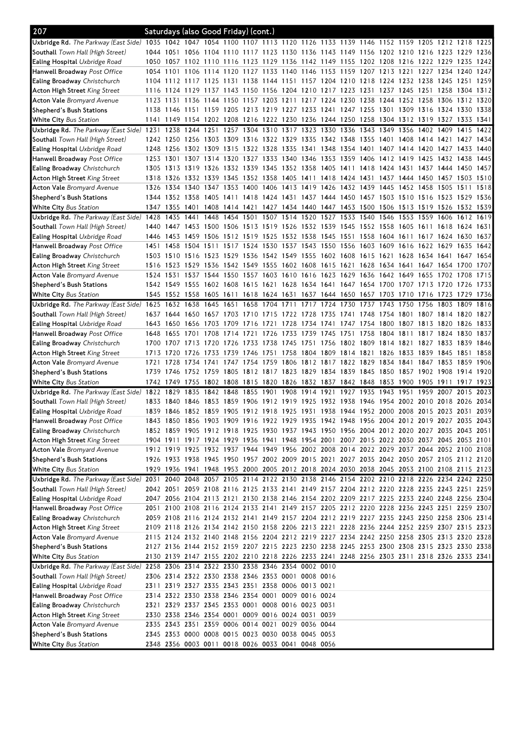## 207 Saturdays (also Good Friday) (cont.)

| Stop | | | | | | | | | | | | | | | | | | |
|---|---|---|---|---|---|---|---|---|---|---|---|---|---|---|---|---|---|---|
| **Uxbridge Rd.** *The Parkway (East Side)* | 1035 | 1042 | 1047 | 1054 | 1100 | 1107 | 1113 | 1120 | 1126 | 1133 | 1139 | 1146 | 1152 | 1159 | 1205 | 1212 | 1218 | 1225 |
| **Southall** *Town Hall (High Street)* | 1044 | 1051 | 1056 | 1104 | 1110 | 1117 | 1123 | 1130 | 1136 | 1143 | 1149 | 1156 | 1202 | 1210 | 1216 | 1223 | 1229 | 1236 |
| **Ealing Hospital** *Uxbridge Road* | 1050 | 1057 | 1102 | 1110 | 1116 | 1123 | 1129 | 1136 | 1142 | 1149 | 1155 | 1202 | 1208 | 1216 | 1222 | 1229 | 1235 | 1242 |
| **Hanwell Broadway** *Post Office* | 1054 | 1101 | 1106 | 1114 | 1120 | 1127 | 1133 | 1140 | 1146 | 1153 | 1159 | 1207 | 1213 | 1221 | 1227 | 1234 | 1240 | 1247 |
| **Ealing Broadway** *Christchurch* | 1104 | 1112 | 1117 | 1125 | 1131 | 1138 | 1144 | 1151 | 1157 | 1204 | 1210 | 1218 | 1224 | 1232 | 1238 | 1245 | 1251 | 1259 |
| **Acton High Street** *King Street* | 1116 | 1124 | 1129 | 1137 | 1143 | 1150 | 1156 | 1204 | 1210 | 1217 | 1223 | 1231 | 1237 | 1245 | 1251 | 1258 | 1304 | 1312 |
| **Acton Vale** *Bromyard Avenue* | 1123 | 1131 | 1136 | 1144 | 1150 | 1157 | 1203 | 1211 | 1217 | 1224 | 1230 | 1238 | 1244 | 1252 | 1258 | 1306 | 1312 | 1320 |
| **Shepherd's Bush Stations** | 1138 | 1146 | 1151 | 1159 | 1205 | 1213 | 1219 | 1227 | 1233 | 1241 | 1247 | 1255 | 1301 | 1309 | 1316 | 1324 | 1330 | 1338 |
| **White City** *Bus Station* | 1141 | 1149 | 1154 | 1202 | 1208 | 1216 | 1222 | 1230 | 1236 | 1244 | 1250 | 1258 | 1304 | 1312 | 1319 | 1327 | 1333 | 1341 |
| **Uxbridge Rd.** *The Parkway (East Side)* | 1231 | 1238 | 1244 | 1251 | 1257 | 1304 | 1310 | 1317 | 1323 | 1330 | 1336 | 1343 | 1349 | 1356 | 1402 | 1409 | 1415 | 1422 |
| **Southall** *Town Hall (High Street)* | 1242 | 1250 | 1256 | 1303 | 1309 | 1316 | 1322 | 1329 | 1335 | 1342 | 1348 | 1355 | 1401 | 1408 | 1414 | 1421 | 1427 | 1434 |
| **Ealing Hospital** *Uxbridge Road* | 1248 | 1256 | 1302 | 1309 | 1315 | 1322 | 1328 | 1335 | 1341 | 1348 | 1354 | 1401 | 1407 | 1414 | 1420 | 1427 | 1433 | 1440 |
| **Hanwell Broadway** *Post Office* | 1253 | 1301 | 1307 | 1314 | 1320 | 1327 | 1333 | 1340 | 1346 | 1353 | 1359 | 1406 | 1412 | 1419 | 1425 | 1432 | 1438 | 1445 |
| **Ealing Broadway** *Christchurch* | 1305 | 1313 | 1319 | 1326 | 1332 | 1339 | 1345 | 1352 | 1358 | 1405 | 1411 | 1418 | 1424 | 1431 | 1437 | 1444 | 1450 | 1457 |
| **Acton High Street** *King Street* | 1318 | 1326 | 1332 | 1339 | 1345 | 1352 | 1358 | 1405 | 1411 | 1418 | 1424 | 1431 | 1437 | 1444 | 1450 | 1457 | 1503 | 1510 |
| **Acton Vale** *Bromyard Avenue* | 1326 | 1334 | 1340 | 1347 | 1353 | 1400 | 1406 | 1413 | 1419 | 1426 | 1432 | 1439 | 1445 | 1452 | 1458 | 1505 | 1511 | 1518 |
| **Shepherd's Bush Stations** | 1344 | 1352 | 1358 | 1405 | 1411 | 1418 | 1424 | 1431 | 1437 | 1444 | 1450 | 1457 | 1503 | 1510 | 1516 | 1523 | 1529 | 1536 |
| **White City** *Bus Station* | 1347 | 1355 | 1401 | 1408 | 1414 | 1421 | 1427 | 1434 | 1440 | 1447 | 1453 | 1500 | 1506 | 1513 | 1519 | 1526 | 1532 | 1539 |
| **Uxbridge Rd.** *The Parkway (East Side)* | 1428 | 1435 | 1441 | 1448 | 1454 | 1501 | 1507 | 1514 | 1520 | 1527 | 1533 | 1540 | 1546 | 1553 | 1559 | 1606 | 1612 | 1619 |
| **Southall** *Town Hall (High Street)* | 1440 | 1447 | 1453 | 1500 | 1506 | 1513 | 1519 | 1526 | 1532 | 1539 | 1545 | 1552 | 1558 | 1605 | 1611 | 1618 | 1624 | 1631 |
| **Ealing Hospital** *Uxbridge Road* | 1446 | 1453 | 1459 | 1506 | 1512 | 1519 | 1525 | 1532 | 1538 | 1545 | 1551 | 1558 | 1604 | 1611 | 1617 | 1624 | 1630 | 1637 |
| **Hanwell Broadway** *Post Office* | 1451 | 1458 | 1504 | 1511 | 1517 | 1524 | 1530 | 1537 | 1543 | 1550 | 1556 | 1603 | 1609 | 1616 | 1622 | 1629 | 1635 | 1642 |
| **Ealing Broadway** *Christchurch* | 1503 | 1510 | 1516 | 1523 | 1529 | 1536 | 1542 | 1549 | 1555 | 1602 | 1608 | 1615 | 1621 | 1628 | 1634 | 1641 | 1647 | 1654 |
| **Acton High Street** *King Street* | 1516 | 1523 | 1529 | 1536 | 1542 | 1549 | 1555 | 1602 | 1608 | 1615 | 1621 | 1628 | 1634 | 1641 | 1647 | 1654 | 1700 | 1707 |
| **Acton Vale** *Bromyard Avenue* | 1524 | 1531 | 1537 | 1544 | 1550 | 1557 | 1603 | 1610 | 1616 | 1623 | 1629 | 1636 | 1642 | 1649 | 1655 | 1702 | 1708 | 1715 |
| **Shepherd's Bush Stations** | 1542 | 1549 | 1555 | 1602 | 1608 | 1615 | 1621 | 1628 | 1634 | 1641 | 1647 | 1654 | 1700 | 1707 | 1713 | 1720 | 1726 | 1733 |
| **White City** *Bus Station* | 1545 | 1552 | 1558 | 1605 | 1611 | 1618 | 1624 | 1631 | 1637 | 1644 | 1650 | 1657 | 1703 | 1710 | 1716 | 1723 | 1729 | 1736 |
| **Uxbridge Rd.** *The Parkway (East Side)* | 1625 | 1632 | 1638 | 1645 | 1651 | 1658 | 1704 | 1711 | 1717 | 1724 | 1730 | 1737 | 1743 | 1750 | 1756 | 1803 | 1809 | 1816 |
| **Southall** *Town Hall (High Street)* | 1637 | 1644 | 1650 | 1657 | 1703 | 1710 | 1715 | 1722 | 1728 | 1735 | 1741 | 1748 | 1754 | 1801 | 1807 | 1814 | 1820 | 1827 |
| **Ealing Hospital** *Uxbridge Road* | 1643 | 1650 | 1656 | 1703 | 1709 | 1716 | 1721 | 1728 | 1734 | 1741 | 1747 | 1754 | 1800 | 1807 | 1813 | 1820 | 1826 | 1833 |
| **Hanwell Broadway** *Post Office* | 1648 | 1655 | 1701 | 1708 | 1714 | 1721 | 1726 | 1733 | 1739 | 1745 | 1751 | 1758 | 1804 | 1811 | 1817 | 1824 | 1830 | 1837 |
| **Ealing Broadway** *Christchurch* | 1700 | 1707 | 1713 | 1720 | 1726 | 1733 | 1738 | 1745 | 1751 | 1756 | 1802 | 1809 | 1814 | 1821 | 1827 | 1833 | 1839 | 1846 |
| **Acton High Street** *King Street* | 1713 | 1720 | 1726 | 1733 | 1739 | 1746 | 1751 | 1758 | 1804 | 1809 | 1814 | 1821 | 1826 | 1833 | 1839 | 1845 | 1851 | 1858 |
| **Acton Vale** *Bromyard Avenue* | 1721 | 1728 | 1734 | 1741 | 1747 | 1754 | 1759 | 1806 | 1812 | 1817 | 1822 | 1829 | 1834 | 1841 | 1847 | 1853 | 1859 | 1906 |
| **Shepherd's Bush Stations** | 1739 | 1746 | 1752 | 1759 | 1805 | 1812 | 1817 | 1823 | 1829 | 1834 | 1839 | 1845 | 1850 | 1857 | 1902 | 1908 | 1914 | 1920 |
| **White City** *Bus Station* | 1742 | 1749 | 1755 | 1802 | 1808 | 1815 | 1820 | 1826 | 1832 | 1837 | 1842 | 1848 | 1853 | 1900 | 1905 | 1911 | 1917 | 1923 |
| **Uxbridge Rd.** *The Parkway (East Side)* | 1822 | 1829 | 1835 | 1842 | 1848 | 1855 | 1901 | 1908 | 1914 | 1921 | 1927 | 1935 | 1943 | 1951 | 1959 | 2007 | 2015 | 2023 |
| **Southall** *Town Hall (High Street)* | 1833 | 1840 | 1846 | 1853 | 1859 | 1906 | 1912 | 1919 | 1925 | 1932 | 1938 | 1946 | 1954 | 2002 | 2010 | 2018 | 2026 | 2034 |
| **Ealing Hospital** *Uxbridge Road* | 1839 | 1846 | 1852 | 1859 | 1905 | 1912 | 1918 | 1925 | 1931 | 1938 | 1944 | 1952 | 2000 | 2008 | 2015 | 2023 | 2031 | 2039 |
| **Hanwell Broadway** *Post Office* | 1843 | 1850 | 1856 | 1903 | 1909 | 1916 | 1922 | 1929 | 1935 | 1942 | 1948 | 1956 | 2004 | 2012 | 2019 | 2027 | 2035 | 2043 |
| **Ealing Broadway** *Christchurch* | 1852 | 1859 | 1905 | 1912 | 1918 | 1925 | 1930 | 1937 | 1943 | 1950 | 1956 | 2004 | 2012 | 2020 | 2027 | 2035 | 2043 | 2051 |
| **Acton High Street** *King Street* | 1904 | 1911 | 1917 | 1924 | 1929 | 1936 | 1941 | 1948 | 1954 | 2001 | 2007 | 2015 | 2022 | 2030 | 2037 | 2045 | 2053 | 2101 |
| **Acton Vale** *Bromyard Avenue* | 1912 | 1919 | 1925 | 1932 | 1937 | 1944 | 1949 | 1956 | 2002 | 2008 | 2014 | 2022 | 2029 | 2037 | 2044 | 2052 | 2100 | 2108 |
| **Shepherd's Bush Stations** | 1926 | 1933 | 1938 | 1945 | 1950 | 1957 | 2002 | 2009 | 2015 | 2021 | 2027 | 2035 | 2042 | 2050 | 2057 | 2105 | 2112 | 2120 |
| **White City** *Bus Station* | 1929 | 1936 | 1941 | 1948 | 1953 | 2000 | 2005 | 2012 | 2018 | 2024 | 2030 | 2038 | 2045 | 2053 | 2100 | 2108 | 2115 | 2123 |
| **Uxbridge Rd.** *The Parkway (East Side)* | 2031 | 2040 | 2048 | 2057 | 2105 | 2114 | 2122 | 2130 | 2138 | 2146 | 2154 | 2202 | 2210 | 2218 | 2226 | 2234 | 2242 | 2250 |
| **Southall** *Town Hall (High Street)* | 2042 | 2051 | 2059 | 2108 | 2116 | 2125 | 2133 | 2141 | 2149 | 2157 | 2204 | 2212 | 2220 | 2228 | 2235 | 2243 | 2251 | 2259 |
| **Ealing Hospital** *Uxbridge Road* | 2047 | 2056 | 2104 | 2113 | 2121 | 2130 | 2138 | 2146 | 2154 | 2202 | 2209 | 2217 | 2225 | 2233 | 2240 | 2248 | 2256 | 2304 |
| **Hanwell Broadway** *Post Office* | 2051 | 2100 | 2108 | 2116 | 2124 | 2133 | 2141 | 2149 | 2157 | 2205 | 2212 | 2220 | 2228 | 2236 | 2243 | 2251 | 2259 | 2307 |
| **Ealing Broadway** *Christchurch* | 2059 | 2108 | 2116 | 2124 | 2132 | 2141 | 2149 | 2157 | 2204 | 2212 | 2219 | 2227 | 2235 | 2243 | 2250 | 2258 | 2306 | 2314 |
| **Acton High Street** *King Street* | 2109 | 2118 | 2126 | 2134 | 2142 | 2150 | 2158 | 2206 | 2213 | 2221 | 2228 | 2236 | 2244 | 2252 | 2259 | 2307 | 2315 | 2323 |
| **Acton Vale** *Bromyard Avenue* | 2115 | 2124 | 2132 | 2140 | 2148 | 2156 | 2204 | 2212 | 2219 | 2227 | 2234 | 2242 | 2250 | 2258 | 2305 | 2313 | 2320 | 2328 |
| **Shepherd's Bush Stations** | 2127 | 2136 | 2144 | 2152 | 2159 | 2207 | 2215 | 2223 | 2230 | 2238 | 2245 | 2253 | 2300 | 2308 | 2315 | 2323 | 2330 | 2338 |
| **White City** *Bus Station* | 2130 | 2139 | 2147 | 2155 | 2202 | 2210 | 2218 | 2226 | 2233 | 2241 | 2248 | 2256 | 2303 | 2311 | 2318 | 2326 | 2333 | 2341 |
| **Uxbridge Rd.** *The Parkway (East Side)* | 2258 | 2306 | 2314 | 2322 | 2330 | 2338 | 2346 | 2354 | 0002 | 0010 | | | | | | | | |
| **Southall** *Town Hall (High Street)* | 2306 | 2314 | 2322 | 2330 | 2338 | 2346 | 2353 | 0001 | 0008 | 0016 | | | | | | | | |
| **Ealing Hospital** *Uxbridge Road* | 2311 | 2319 | 2327 | 2335 | 2343 | 2351 | 2358 | 0006 | 0013 | 0021 | | | | | | | | |
| **Hanwell Broadway** *Post Office* | 2314 | 2322 | 2330 | 2338 | 2346 | 2354 | 0001 | 0009 | 0016 | 0024 | | | | | | | | |
| **Ealing Broadway** *Christchurch* | 2321 | 2329 | 2337 | 2345 | 2353 | 0001 | 0008 | 0016 | 0023 | 0031 | | | | | | | | |
| **Acton High Street** *King Street* | 2330 | 2338 | 2346 | 2354 | 0001 | 0009 | 0016 | 0024 | 0031 | 0039 | | | | | | | | |
| **Acton Vale** *Bromyard Avenue* | 2335 | 2343 | 2351 | 2359 | 0006 | 0014 | 0021 | 0029 | 0036 | 0044 | | | | | | | | |
| **Shepherd's Bush Stations** | 2345 | 2353 | 0000 | 0008 | 0015 | 0023 | 0030 | 0038 | 0045 | 0053 | | | | | | | | |
| **White City** *Bus Station* | 2348 | 2356 | 0003 | 0011 | 0018 | 0026 | 0033 | 0041 | 0048 | 0056 | | | | | | | | |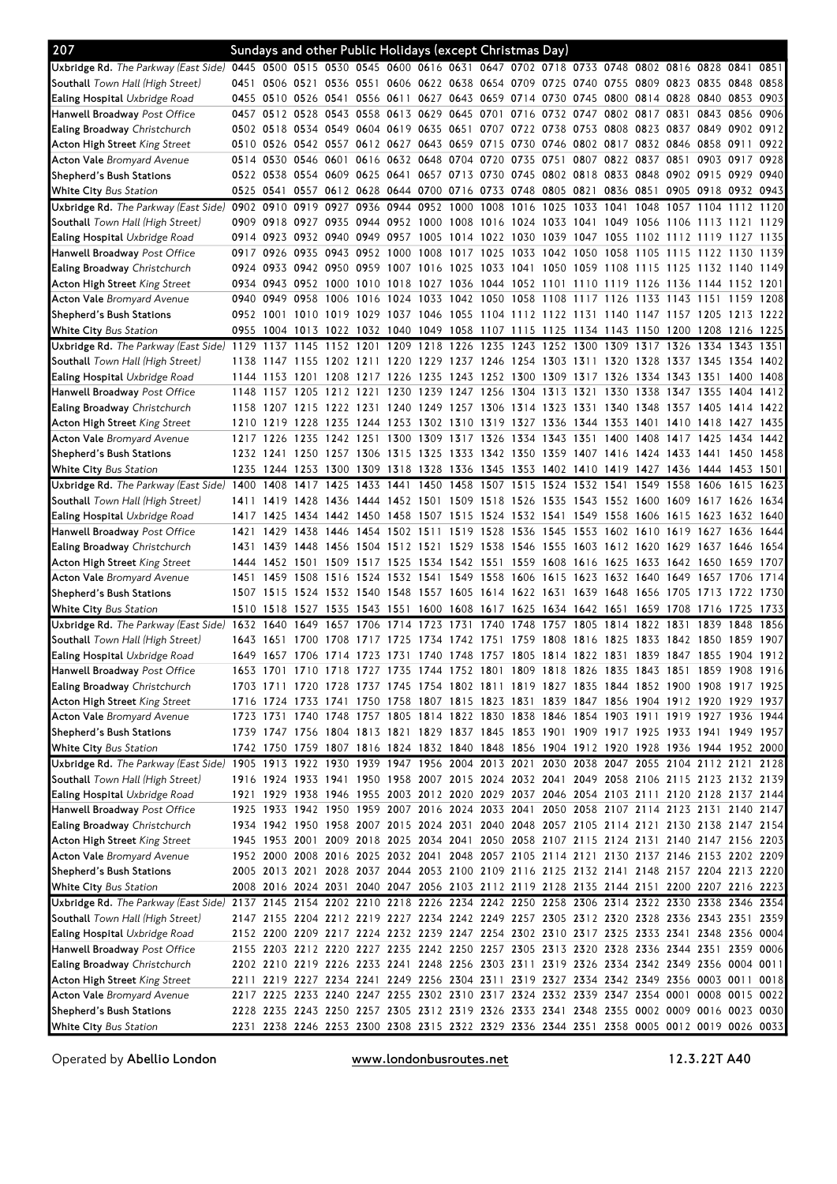# 207 Sundays and other Public Holidays (except Christmas Day)

| Stop | | | | | | | | | | | | | | | | | | |
|---|---|---|---|---|---|---|---|---|---|---|---|---|---|---|---|---|---|---|
| **Uxbridge Rd.** *The Parkway (East Side)* | 0445 | 0500 | 0515 | 0530 | 0545 | 0600 | 0616 | 0631 | 0647 | 0702 | 0718 | 0733 | 0748 | 0802 | 0816 | 0828 | 0841 | 0851 |
| **Southall** *Town Hall (High Street)* | 0451 | 0506 | 0521 | 0536 | 0551 | 0606 | 0622 | 0638 | 0654 | 0709 | 0725 | 0740 | 0755 | 0809 | 0823 | 0835 | 0848 | 0858 |
| **Ealing Hospital** *Uxbridge Road* | 0455 | 0510 | 0526 | 0541 | 0556 | 0611 | 0627 | 0643 | 0659 | 0714 | 0730 | 0745 | 0800 | 0814 | 0828 | 0840 | 0853 | 0903 |
| **Hanwell Broadway** *Post Office* | 0457 | 0512 | 0528 | 0543 | 0558 | 0613 | 0629 | 0645 | 0701 | 0716 | 0732 | 0747 | 0802 | 0817 | 0831 | 0843 | 0856 | 0906 |
| **Ealing Broadway** *Christchurch* | 0502 | 0518 | 0534 | 0549 | 0604 | 0619 | 0635 | 0651 | 0707 | 0722 | 0738 | 0753 | 0808 | 0823 | 0837 | 0849 | 0902 | 0912 |
| **Acton High Street** *King Street* | 0510 | 0526 | 0542 | 0557 | 0612 | 0627 | 0643 | 0659 | 0715 | 0730 | 0746 | 0802 | 0817 | 0832 | 0846 | 0858 | 0911 | 0922 |
| **Acton Vale** *Bromyard Avenue* | 0514 | 0530 | 0546 | 0601 | 0616 | 0632 | 0648 | 0704 | 0720 | 0735 | 0751 | 0807 | 0822 | 0837 | 0851 | 0903 | 0917 | 0928 |
| **Shepherd's Bush Stations** | 0522 | 0538 | 0554 | 0609 | 0625 | 0641 | 0657 | 0713 | 0730 | 0745 | 0802 | 0818 | 0833 | 0848 | 0902 | 0915 | 0929 | 0940 |
| **White City** *Bus Station* | 0525 | 0541 | 0557 | 0612 | 0628 | 0644 | 0700 | 0716 | 0733 | 0748 | 0805 | 0821 | 0836 | 0851 | 0905 | 0918 | 0932 | 0943 |
| **Uxbridge Rd.** *The Parkway (East Side)* | 0902 | 0910 | 0919 | 0927 | 0936 | 0944 | 0952 | 1000 | 1008 | 1016 | 1025 | 1033 | 1041 | 1048 | 1057 | 1104 | 1112 | 1120 |
| **Southall** *Town Hall (High Street)* | 0909 | 0918 | 0927 | 0935 | 0944 | 0952 | 1000 | 1008 | 1016 | 1024 | 1033 | 1041 | 1049 | 1056 | 1106 | 1113 | 1121 | 1129 |
| **Ealing Hospital** *Uxbridge Road* | 0914 | 0923 | 0932 | 0940 | 0949 | 0957 | 1005 | 1014 | 1022 | 1030 | 1039 | 1047 | 1055 | 1102 | 1112 | 1119 | 1127 | 1135 |
| **Hanwell Broadway** *Post Office* | 0917 | 0926 | 0935 | 0943 | 0952 | 1000 | 1008 | 1017 | 1025 | 1033 | 1042 | 1050 | 1058 | 1105 | 1115 | 1122 | 1130 | 1139 |
| **Ealing Broadway** *Christchurch* | 0924 | 0933 | 0942 | 0950 | 0959 | 1007 | 1016 | 1025 | 1033 | 1041 | 1050 | 1059 | 1108 | 1115 | 1125 | 1132 | 1140 | 1149 |
| **Acton High Street** *King Street* | 0934 | 0943 | 0952 | 1000 | 1010 | 1018 | 1027 | 1036 | 1044 | 1052 | 1101 | 1110 | 1119 | 1126 | 1136 | 1144 | 1152 | 1201 |
| **Acton Vale** *Bromyard Avenue* | 0940 | 0949 | 0958 | 1006 | 1016 | 1024 | 1033 | 1042 | 1050 | 1058 | 1108 | 1117 | 1126 | 1133 | 1143 | 1151 | 1159 | 1208 |
| **Shepherd's Bush Stations** | 0952 | 1001 | 1010 | 1019 | 1029 | 1037 | 1046 | 1055 | 1104 | 1112 | 1122 | 1131 | 1140 | 1147 | 1157 | 1205 | 1213 | 1222 |
| **White City** *Bus Station* | 0955 | 1004 | 1013 | 1022 | 1032 | 1040 | 1049 | 1058 | 1107 | 1115 | 1125 | 1134 | 1143 | 1150 | 1200 | 1208 | 1216 | 1225 |
| **Uxbridge Rd.** *The Parkway (East Side)* | 1129 | 1137 | 1145 | 1152 | 1201 | 1209 | 1218 | 1226 | 1235 | 1243 | 1252 | 1300 | 1309 | 1317 | 1326 | 1334 | 1343 | 1351 |
| **Southall** *Town Hall (High Street)* | 1138 | 1147 | 1155 | 1202 | 1211 | 1220 | 1229 | 1237 | 1246 | 1254 | 1303 | 1311 | 1320 | 1328 | 1337 | 1345 | 1354 | 1402 |
| **Ealing Hospital** *Uxbridge Road* | 1144 | 1153 | 1201 | 1208 | 1217 | 1226 | 1235 | 1243 | 1252 | 1300 | 1309 | 1317 | 1326 | 1334 | 1343 | 1351 | 1400 | 1408 |
| **Hanwell Broadway** *Post Office* | 1148 | 1157 | 1205 | 1212 | 1221 | 1230 | 1239 | 1247 | 1256 | 1304 | 1313 | 1321 | 1330 | 1338 | 1347 | 1355 | 1404 | 1412 |
| **Ealing Broadway** *Christchurch* | 1158 | 1207 | 1215 | 1222 | 1231 | 1240 | 1249 | 1257 | 1306 | 1314 | 1323 | 1331 | 1340 | 1348 | 1357 | 1405 | 1414 | 1422 |
| **Acton High Street** *King Street* | 1210 | 1219 | 1228 | 1235 | 1244 | 1253 | 1302 | 1310 | 1319 | 1327 | 1336 | 1344 | 1353 | 1401 | 1410 | 1418 | 1427 | 1435 |
| **Acton Vale** *Bromyard Avenue* | 1217 | 1226 | 1235 | 1242 | 1251 | 1300 | 1309 | 1317 | 1326 | 1334 | 1343 | 1351 | 1400 | 1408 | 1417 | 1425 | 1434 | 1442 |
| **Shepherd's Bush Stations** | 1232 | 1241 | 1250 | 1257 | 1306 | 1315 | 1325 | 1333 | 1342 | 1350 | 1359 | 1407 | 1416 | 1424 | 1433 | 1441 | 1450 | 1458 |
| **White City** *Bus Station* | 1235 | 1244 | 1253 | 1300 | 1309 | 1318 | 1328 | 1336 | 1345 | 1353 | 1402 | 1410 | 1419 | 1427 | 1436 | 1444 | 1453 | 1501 |
| **Uxbridge Rd.** *The Parkway (East Side)* | 1400 | 1408 | 1417 | 1425 | 1433 | 1441 | 1450 | 1458 | 1507 | 1515 | 1524 | 1532 | 1541 | 1549 | 1558 | 1606 | 1615 | 1623 |
| **Southall** *Town Hall (High Street)* | 1411 | 1419 | 1428 | 1436 | 1444 | 1452 | 1501 | 1509 | 1518 | 1526 | 1535 | 1543 | 1552 | 1600 | 1609 | 1617 | 1626 | 1634 |
| **Ealing Hospital** *Uxbridge Road* | 1417 | 1425 | 1434 | 1442 | 1450 | 1458 | 1507 | 1515 | 1524 | 1532 | 1541 | 1549 | 1558 | 1606 | 1615 | 1623 | 1632 | 1640 |
| **Hanwell Broadway** *Post Office* | 1421 | 1429 | 1438 | 1446 | 1454 | 1502 | 1511 | 1519 | 1528 | 1536 | 1545 | 1553 | 1602 | 1610 | 1619 | 1627 | 1636 | 1644 |
| **Ealing Broadway** *Christchurch* | 1431 | 1439 | 1448 | 1456 | 1504 | 1512 | 1521 | 1529 | 1538 | 1546 | 1555 | 1603 | 1612 | 1620 | 1629 | 1637 | 1646 | 1654 |
| **Acton High Street** *King Street* | 1444 | 1452 | 1501 | 1509 | 1517 | 1525 | 1534 | 1542 | 1551 | 1559 | 1608 | 1616 | 1625 | 1633 | 1642 | 1650 | 1659 | 1707 |
| **Acton Vale** *Bromyard Avenue* | 1451 | 1459 | 1508 | 1516 | 1524 | 1532 | 1541 | 1549 | 1558 | 1606 | 1615 | 1623 | 1632 | 1640 | 1649 | 1657 | 1706 | 1714 |
| **Shepherd's Bush Stations** | 1507 | 1515 | 1524 | 1532 | 1540 | 1548 | 1557 | 1605 | 1614 | 1622 | 1631 | 1639 | 1648 | 1656 | 1705 | 1713 | 1722 | 1730 |
| **White City** *Bus Station* | 1510 | 1518 | 1527 | 1535 | 1543 | 1551 | 1600 | 1608 | 1617 | 1625 | 1634 | 1642 | 1651 | 1659 | 1708 | 1716 | 1725 | 1733 |
| **Uxbridge Rd.** *The Parkway (East Side)* | 1632 | 1640 | 1649 | 1657 | 1706 | 1714 | 1723 | 1731 | 1740 | 1748 | 1757 | 1805 | 1814 | 1822 | 1831 | 1839 | 1848 | 1856 |
| **Southall** *Town Hall (High Street)* | 1643 | 1651 | 1700 | 1708 | 1717 | 1725 | 1734 | 1742 | 1751 | 1759 | 1808 | 1816 | 1825 | 1833 | 1842 | 1850 | 1859 | 1907 |
| **Ealing Hospital** *Uxbridge Road* | 1649 | 1657 | 1706 | 1714 | 1723 | 1731 | 1740 | 1748 | 1757 | 1805 | 1814 | 1822 | 1831 | 1839 | 1847 | 1855 | 1904 | 1912 |
| **Hanwell Broadway** *Post Office* | 1653 | 1701 | 1710 | 1718 | 1727 | 1735 | 1744 | 1752 | 1801 | 1809 | 1818 | 1826 | 1835 | 1843 | 1851 | 1859 | 1908 | 1916 |
| **Ealing Broadway** *Christchurch* | 1703 | 1711 | 1720 | 1728 | 1737 | 1745 | 1754 | 1802 | 1811 | 1819 | 1827 | 1835 | 1844 | 1852 | 1900 | 1908 | 1917 | 1925 |
| **Acton High Street** *King Street* | 1716 | 1724 | 1733 | 1741 | 1750 | 1758 | 1807 | 1815 | 1823 | 1831 | 1839 | 1847 | 1856 | 1904 | 1912 | 1920 | 1929 | 1937 |
| **Acton Vale** *Bromyard Avenue* | 1723 | 1731 | 1740 | 1748 | 1757 | 1805 | 1814 | 1822 | 1830 | 1838 | 1846 | 1854 | 1903 | 1911 | 1919 | 1927 | 1936 | 1944 |
| **Shepherd's Bush Stations** | 1739 | 1747 | 1756 | 1804 | 1813 | 1821 | 1829 | 1837 | 1845 | 1853 | 1901 | 1909 | 1917 | 1925 | 1933 | 1941 | 1949 | 1957 |
| **White City** *Bus Station* | 1742 | 1750 | 1759 | 1807 | 1816 | 1824 | 1832 | 1840 | 1848 | 1856 | 1904 | 1912 | 1920 | 1928 | 1936 | 1944 | 1952 | 2000 |
| **Uxbridge Rd.** *The Parkway (East Side)* | 1905 | 1913 | 1922 | 1930 | 1939 | 1947 | 1956 | 2004 | 2013 | 2021 | 2030 | 2038 | 2047 | 2055 | 2104 | 2112 | 2121 | 2128 |
| **Southall** *Town Hall (High Street)* | 1916 | 1924 | 1933 | 1941 | 1950 | 1958 | 2007 | 2015 | 2024 | 2032 | 2041 | 2049 | 2058 | 2106 | 2115 | 2123 | 2132 | 2139 |
| **Ealing Hospital** *Uxbridge Road* | 1921 | 1929 | 1938 | 1946 | 1955 | 2003 | 2012 | 2020 | 2029 | 2037 | 2046 | 2054 | 2103 | 2111 | 2120 | 2128 | 2137 | 2144 |
| **Hanwell Broadway** *Post Office* | 1925 | 1933 | 1942 | 1950 | 1959 | 2007 | 2016 | 2024 | 2033 | 2041 | 2050 | 2058 | 2107 | 2114 | 2123 | 2131 | 2140 | 2147 |
| **Ealing Broadway** *Christchurch* | 1934 | 1942 | 1950 | 1958 | 2007 | 2015 | 2024 | 2031 | 2040 | 2048 | 2057 | 2105 | 2114 | 2121 | 2130 | 2138 | 2147 | 2154 |
| **Acton High Street** *King Street* | 1945 | 1953 | 2001 | 2009 | 2018 | 2025 | 2034 | 2041 | 2050 | 2058 | 2107 | 2115 | 2124 | 2131 | 2140 | 2147 | 2156 | 2203 |
| **Acton Vale** *Bromyard Avenue* | 1952 | 2000 | 2008 | 2016 | 2025 | 2032 | 2041 | 2048 | 2057 | 2105 | 2114 | 2121 | 2130 | 2137 | 2146 | 2153 | 2202 | 2209 |
| **Shepherd's Bush Stations** | 2005 | 2013 | 2021 | 2028 | 2037 | 2044 | 2053 | 2100 | 2109 | 2116 | 2125 | 2132 | 2141 | 2148 | 2157 | 2204 | 2213 | 2220 |
| **White City** *Bus Station* | 2008 | 2016 | 2024 | 2031 | 2040 | 2047 | 2056 | 2103 | 2112 | 2119 | 2128 | 2135 | 2144 | 2151 | 2200 | 2207 | 2216 | 2223 |
| **Uxbridge Rd.** *The Parkway (East Side)* | 2137 | 2145 | 2154 | 2202 | 2210 | 2218 | 2226 | 2234 | 2242 | 2250 | 2258 | 2306 | 2314 | 2322 | 2330 | 2338 | 2346 | 2354 |
| **Southall** *Town Hall (High Street)* | 2147 | 2155 | 2204 | 2212 | 2219 | 2227 | 2234 | 2242 | 2249 | 2257 | 2305 | 2312 | 2320 | 2328 | 2336 | 2343 | 2351 | 2359 |
| **Ealing Hospital** *Uxbridge Road* | 2152 | 2200 | 2209 | 2217 | 2224 | 2232 | 2239 | 2247 | 2254 | 2302 | 2310 | 2317 | 2325 | 2333 | 2341 | 2348 | 2356 | 0004 |
| **Hanwell Broadway** *Post Office* | 2155 | 2203 | 2212 | 2220 | 2227 | 2235 | 2242 | 2250 | 2257 | 2305 | 2313 | 2320 | 2328 | 2336 | 2344 | 2351 | 2359 | 0006 |
| **Ealing Broadway** *Christchurch* | 2202 | 2210 | 2219 | 2226 | 2233 | 2241 | 2248 | 2256 | 2303 | 2311 | 2319 | 2326 | 2334 | 2342 | 2349 | 2356 | 0004 | 0011 |
| **Acton High Street** *King Street* | 2211 | 2219 | 2227 | 2234 | 2241 | 2249 | 2256 | 2304 | 2311 | 2319 | 2327 | 2334 | 2342 | 2349 | 2356 | 0003 | 0011 | 0018 |
| **Acton Vale** *Bromyard Avenue* | 2217 | 2225 | 2233 | 2240 | 2247 | 2255 | 2302 | 2310 | 2317 | 2324 | 2332 | 2339 | 2347 | 2354 | 0001 | 0008 | 0015 | 0022 |
| **Shepherd's Bush Stations** | 2228 | 2235 | 2243 | 2250 | 2257 | 2305 | 2312 | 2319 | 2326 | 2333 | 2341 | 2348 | 2355 | 0002 | 0009 | 0016 | 0023 | 0030 |
| **White City** *Bus Station* | 2231 | 2238 | 2246 | 2253 | 2300 | 2308 | 2315 | 2322 | 2329 | 2336 | 2344 | 2351 | 2358 | 0005 | 0012 | 0019 | 0026 | 0033 |

Operated by **Abellio London** www.londonbusroutes.net 12.3.22T A40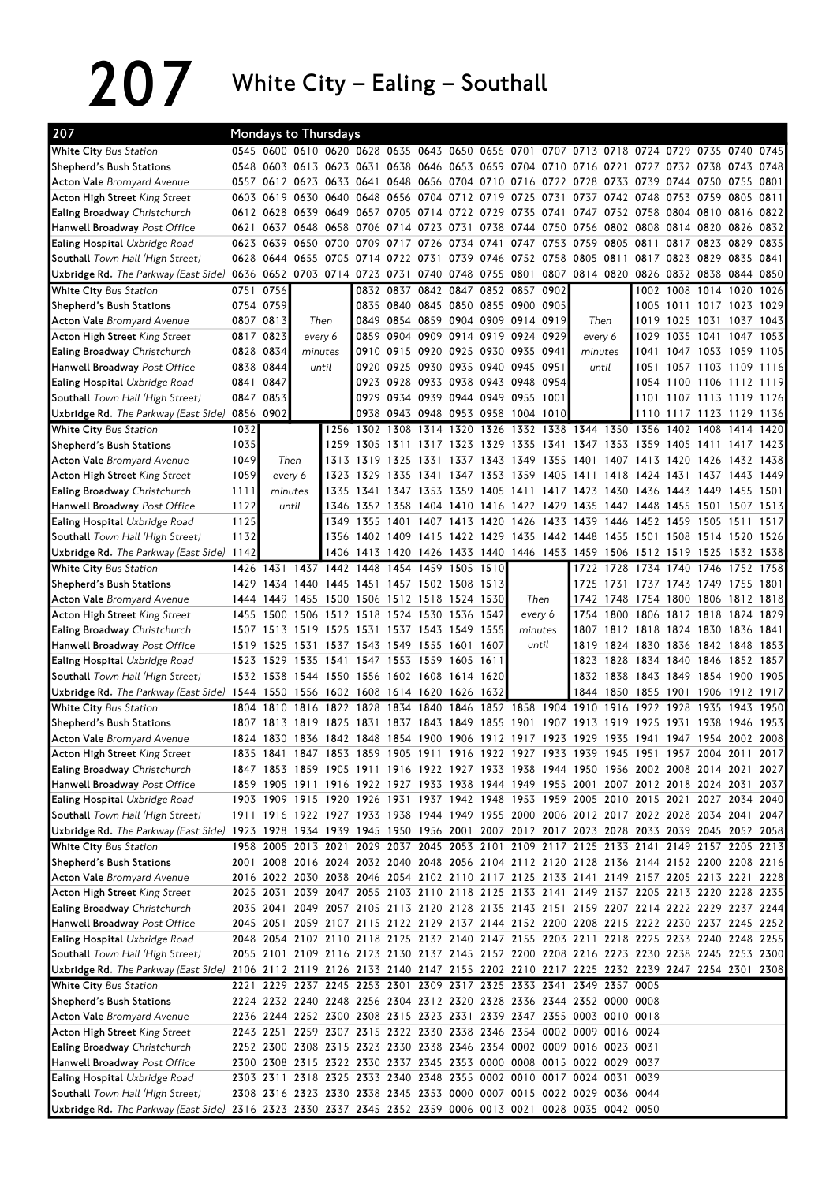# 207 White City – Ealing – Southall

**207 Mondays to Thursdays**

| Stop | | | | | | | | | | | | | | | | | | |
|---|---|---|---|---|---|---|---|---|---|---|---|---|---|---|---|---|---|---|
| White City *Bus Station* | 0545 | 0600 | 0610 | 0620 | 0628 | 0635 | 0643 | 0650 | 0656 | 0701 | 0707 | 0713 | 0718 | 0724 | 0729 | 0735 | 0740 | 0745 |
| Shepherd's Bush Stations | 0548 | 0603 | 0613 | 0623 | 0631 | 0638 | 0646 | 0653 | 0659 | 0704 | 0710 | 0716 | 0721 | 0727 | 0732 | 0738 | 0743 | 0748 |
| Acton Vale *Bromyard Avenue* | 0557 | 0612 | 0623 | 0633 | 0641 | 0648 | 0656 | 0704 | 0710 | 0716 | 0722 | 0728 | 0733 | 0739 | 0744 | 0750 | 0755 | 0801 |
| Acton High Street *King Street* | 0603 | 0619 | 0630 | 0640 | 0648 | 0656 | 0704 | 0712 | 0719 | 0725 | 0731 | 0737 | 0742 | 0748 | 0753 | 0759 | 0805 | 0811 |
| Ealing Broadway *Christchurch* | 0612 | 0628 | 0639 | 0649 | 0657 | 0705 | 0714 | 0722 | 0729 | 0735 | 0741 | 0747 | 0752 | 0758 | 0804 | 0810 | 0816 | 0822 |
| Hanwell Broadway *Post Office* | 0621 | 0637 | 0648 | 0658 | 0706 | 0714 | 0723 | 0731 | 0738 | 0744 | 0750 | 0756 | 0802 | 0808 | 0814 | 0820 | 0826 | 0832 |
| Ealing Hospital *Uxbridge Road* | 0623 | 0639 | 0650 | 0700 | 0709 | 0717 | 0726 | 0734 | 0741 | 0747 | 0753 | 0759 | 0805 | 0811 | 0817 | 0823 | 0829 | 0835 |
| Southall *Town Hall (High Street)* | 0628 | 0644 | 0655 | 0705 | 0714 | 0722 | 0731 | 0739 | 0746 | 0752 | 0758 | 0805 | 0811 | 0817 | 0823 | 0829 | 0835 | 0841 |
| Uxbridge Rd. *The Parkway (East Side)* | 0636 | 0652 | 0703 | 0714 | 0723 | 0731 | 0740 | 0748 | 0755 | 0801 | 0807 | 0814 | 0820 | 0826 | 0832 | 0838 | 0844 | 0850 |

| Stop | | | | | | | | | | | | | | | | |
|---|---|---|---|---|---|---|---|---|---|---|---|---|---|---|---|---|
| White City *Bus Station* | 0751 | 0756 | | 0832 | 0837 | 0842 | 0847 | 0852 | 0857 | 0902 | | 1002 | 1008 | 1014 | 1020 | 1026 |
| Shepherd's Bush Stations | 0754 | 0759 | | 0835 | 0840 | 0845 | 0850 | 0855 | 0900 | 0905 | | 1005 | 1011 | 1017 | 1023 | 1029 |
| Acton Vale *Bromyard Avenue* | 0807 | 0813 | Then | 0849 | 0854 | 0859 | 0904 | 0909 | 0914 | 0919 | Then | 1019 | 1025 | 1031 | 1037 | 1043 |
| Acton High Street *King Street* | 0817 | 0823 | every 6 | 0859 | 0904 | 0909 | 0914 | 0919 | 0924 | 0929 | every 6 | 1029 | 1035 | 1041 | 1047 | 1053 |
| Ealing Broadway *Christchurch* | 0828 | 0834 | minutes | 0910 | 0915 | 0920 | 0925 | 0930 | 0935 | 0941 | minutes | 1041 | 1047 | 1053 | 1059 | 1105 |
| Hanwell Broadway *Post Office* | 0838 | 0844 | until | 0920 | 0925 | 0930 | 0935 | 0940 | 0945 | 0951 | until | 1051 | 1057 | 1103 | 1109 | 1116 |
| Ealing Hospital *Uxbridge Road* | 0841 | 0847 | | 0923 | 0928 | 0933 | 0938 | 0943 | 0948 | 0954 | | 1054 | 1100 | 1106 | 1112 | 1119 |
| Southall *Town Hall (High Street)* | 0847 | 0853 | | 0929 | 0934 | 0939 | 0944 | 0949 | 0955 | 1001 | | 1101 | 1107 | 1113 | 1119 | 1126 |
| Uxbridge Rd. *The Parkway (East Side)* | 0856 | 0902 | | 0938 | 0943 | 0948 | 0953 | 0958 | 1004 | 1010 | | 1110 | 1117 | 1123 | 1129 | 1136 |

| Stop | | | | | | | | | | | | | | | | | |
|---|---|---|---|---|---|---|---|---|---|---|---|---|---|---|---|---|---|
| White City *Bus Station* | 1032 | | 1256 | 1302 | 1308 | 1314 | 1320 | 1326 | 1332 | 1338 | 1344 | 1350 | 1356 | 1402 | 1408 | 1414 | 1420 |
| Shepherd's Bush Stations | 1035 | | 1259 | 1305 | 1311 | 1317 | 1323 | 1329 | 1335 | 1341 | 1347 | 1353 | 1359 | 1405 | 1411 | 1417 | 1423 |
| Acton Vale *Bromyard Avenue* | 1049 | Then | 1313 | 1319 | 1325 | 1331 | 1337 | 1343 | 1349 | 1355 | 1401 | 1407 | 1413 | 1420 | 1426 | 1432 | 1438 |
| Acton High Street *King Street* | 1059 | every 6 | 1323 | 1329 | 1335 | 1341 | 1347 | 1353 | 1359 | 1405 | 1411 | 1418 | 1424 | 1431 | 1437 | 1443 | 1449 |
| Ealing Broadway *Christchurch* | 1111 | minutes | 1335 | 1341 | 1347 | 1353 | 1359 | 1405 | 1411 | 1417 | 1423 | 1430 | 1436 | 1443 | 1449 | 1455 | 1501 |
| Hanwell Broadway *Post Office* | 1122 | until | 1346 | 1352 | 1358 | 1404 | 1410 | 1416 | 1422 | 1429 | 1435 | 1442 | 1448 | 1455 | 1501 | 1507 | 1513 |
| Ealing Hospital *Uxbridge Road* | 1125 | | 1349 | 1355 | 1401 | 1407 | 1413 | 1420 | 1426 | 1433 | 1439 | 1446 | 1452 | 1459 | 1505 | 1511 | 1517 |
| Southall *Town Hall (High Street)* | 1132 | | 1356 | 1402 | 1409 | 1415 | 1422 | 1429 | 1435 | 1442 | 1448 | 1455 | 1501 | 1508 | 1514 | 1520 | 1526 |
| Uxbridge Rd. *The Parkway (East Side)* | 1142 | | 1406 | 1413 | 1420 | 1426 | 1433 | 1440 | 1446 | 1453 | 1459 | 1506 | 1512 | 1519 | 1525 | 1532 | 1538 |

| Stop | | | | | | | | | | | | | | | | | |
|---|---|---|---|---|---|---|---|---|---|---|---|---|---|---|---|---|---|
| White City *Bus Station* | 1426 | 1431 | 1437 | 1442 | 1448 | 1454 | 1459 | 1505 | 1510 | | 1722 | 1728 | 1734 | 1740 | 1746 | 1752 | 1758 |
| Shepherd's Bush Stations | 1429 | 1434 | 1440 | 1445 | 1451 | 1457 | 1502 | 1508 | 1513 | | 1725 | 1731 | 1737 | 1743 | 1749 | 1755 | 1801 |
| Acton Vale *Bromyard Avenue* | 1444 | 1449 | 1455 | 1500 | 1506 | 1512 | 1518 | 1524 | 1530 | Then | 1742 | 1748 | 1754 | 1800 | 1806 | 1812 | 1818 |
| Acton High Street *King Street* | 1455 | 1500 | 1506 | 1512 | 1518 | 1524 | 1530 | 1536 | 1542 | every 6 | 1754 | 1800 | 1806 | 1812 | 1818 | 1824 | 1829 |
| Ealing Broadway *Christchurch* | 1507 | 1513 | 1519 | 1525 | 1531 | 1537 | 1543 | 1549 | 1555 | minutes | 1807 | 1812 | 1818 | 1824 | 1830 | 1836 | 1841 |
| Hanwell Broadway *Post Office* | 1519 | 1525 | 1531 | 1537 | 1543 | 1549 | 1555 | 1601 | 1607 | until | 1819 | 1824 | 1830 | 1836 | 1842 | 1848 | 1853 |
| Ealing Hospital *Uxbridge Road* | 1523 | 1529 | 1535 | 1541 | 1547 | 1553 | 1559 | 1605 | 1611 | | 1823 | 1828 | 1834 | 1840 | 1846 | 1852 | 1857 |
| Southall *Town Hall (High Street)* | 1532 | 1538 | 1544 | 1550 | 1556 | 1602 | 1608 | 1614 | 1620 | | 1832 | 1838 | 1843 | 1849 | 1854 | 1900 | 1905 |
| Uxbridge Rd. *The Parkway (East Side)* | 1544 | 1550 | 1556 | 1602 | 1608 | 1614 | 1620 | 1626 | 1632 | | 1844 | 1850 | 1855 | 1901 | 1906 | 1912 | 1917 |

| Stop | | | | | | | | | | | | | | | | | | |
|---|---|---|---|---|---|---|---|---|---|---|---|---|---|---|---|---|---|---|
| White City *Bus Station* | 1804 | 1810 | 1816 | 1822 | 1828 | 1834 | 1840 | 1846 | 1852 | 1858 | 1904 | 1910 | 1916 | 1922 | 1928 | 1935 | 1943 | 1950 |
| Shepherd's Bush Stations | 1807 | 1813 | 1819 | 1825 | 1831 | 1837 | 1843 | 1849 | 1855 | 1901 | 1907 | 1913 | 1919 | 1925 | 1931 | 1938 | 1946 | 1953 |
| Acton Vale *Bromyard Avenue* | 1824 | 1830 | 1836 | 1842 | 1848 | 1854 | 1900 | 1906 | 1912 | 1917 | 1923 | 1929 | 1935 | 1941 | 1947 | 1954 | 2002 | 2008 |
| Acton High Street *King Street* | 1835 | 1841 | 1847 | 1853 | 1859 | 1905 | 1911 | 1916 | 1922 | 1927 | 1933 | 1939 | 1945 | 1951 | 1957 | 2004 | 2011 | 2017 |
| Ealing Broadway *Christchurch* | 1847 | 1853 | 1859 | 1905 | 1911 | 1916 | 1922 | 1927 | 1933 | 1938 | 1944 | 1950 | 1956 | 2002 | 2008 | 2014 | 2021 | 2027 |
| Hanwell Broadway *Post Office* | 1859 | 1905 | 1911 | 1916 | 1922 | 1927 | 1933 | 1938 | 1944 | 1949 | 1955 | 2001 | 2007 | 2012 | 2018 | 2024 | 2031 | 2037 |
| Ealing Hospital *Uxbridge Road* | 1903 | 1909 | 1915 | 1920 | 1926 | 1931 | 1937 | 1942 | 1948 | 1953 | 1959 | 2005 | 2010 | 2015 | 2021 | 2027 | 2034 | 2040 |
| Southall *Town Hall (High Street)* | 1911 | 1916 | 1922 | 1927 | 1933 | 1938 | 1944 | 1949 | 1955 | 2000 | 2006 | 2012 | 2017 | 2022 | 2028 | 2034 | 2041 | 2047 |
| Uxbridge Rd. *The Parkway (East Side)* | 1923 | 1928 | 1934 | 1939 | 1945 | 1950 | 1956 | 2001 | 2007 | 2012 | 2017 | 2023 | 2028 | 2033 | 2039 | 2045 | 2052 | 2058 |

| Stop | | | | | | | | | | | | | | | | | | |
|---|---|---|---|---|---|---|---|---|---|---|---|---|---|---|---|---|---|---|
| White City *Bus Station* | 1958 | 2005 | 2013 | 2021 | 2029 | 2037 | 2045 | 2053 | 2101 | 2109 | 2117 | 2125 | 2133 | 2141 | 2149 | 2157 | 2205 | 2213 |
| Shepherd's Bush Stations | 2001 | 2008 | 2016 | 2024 | 2032 | 2040 | 2048 | 2056 | 2104 | 2112 | 2120 | 2128 | 2136 | 2144 | 2152 | 2200 | 2208 | 2216 |
| Acton Vale *Bromyard Avenue* | 2016 | 2022 | 2030 | 2038 | 2046 | 2054 | 2102 | 2110 | 2117 | 2125 | 2133 | 2141 | 2149 | 2157 | 2205 | 2213 | 2221 | 2228 |
| Acton High Street *King Street* | 2025 | 2031 | 2039 | 2047 | 2055 | 2103 | 2110 | 2118 | 2125 | 2133 | 2141 | 2149 | 2157 | 2205 | 2213 | 2220 | 2228 | 2235 |
| Ealing Broadway *Christchurch* | 2035 | 2041 | 2049 | 2057 | 2105 | 2113 | 2120 | 2128 | 2135 | 2143 | 2151 | 2159 | 2207 | 2214 | 2222 | 2229 | 2237 | 2244 |
| Hanwell Broadway *Post Office* | 2045 | 2051 | 2059 | 2107 | 2115 | 2122 | 2129 | 2137 | 2144 | 2152 | 2200 | 2208 | 2215 | 2222 | 2230 | 2237 | 2245 | 2252 |
| Ealing Hospital *Uxbridge Road* | 2048 | 2054 | 2102 | 2110 | 2118 | 2125 | 2132 | 2140 | 2147 | 2155 | 2203 | 2211 | 2218 | 2225 | 2233 | 2240 | 2248 | 2255 |
| Southall *Town Hall (High Street)* | 2055 | 2101 | 2109 | 2116 | 2123 | 2130 | 2137 | 2145 | 2152 | 2200 | 2208 | 2216 | 2223 | 2230 | 2238 | 2245 | 2253 | 2300 |
| Uxbridge Rd. *The Parkway (East Side)* | 2106 | 2112 | 2119 | 2126 | 2133 | 2140 | 2147 | 2155 | 2202 | 2210 | 2217 | 2225 | 2232 | 2239 | 2247 | 2254 | 2301 | 2308 |

| Stop | | | | | | | | | | | | | |
|---|---|---|---|---|---|---|---|---|---|---|---|---|---|
| White City *Bus Station* | 2221 | 2229 | 2237 | 2245 | 2253 | 2301 | 2309 | 2317 | 2325 | 2333 | 2341 | 2349 | 2357 | 0005 |
| Shepherd's Bush Stations | 2224 | 2232 | 2240 | 2248 | 2256 | 2304 | 2312 | 2320 | 2328 | 2336 | 2344 | 2352 | 0000 | 0008 |
| Acton Vale *Bromyard Avenue* | 2236 | 2244 | 2252 | 2300 | 2308 | 2315 | 2323 | 2331 | 2339 | 2347 | 2355 | 0003 | 0010 | 0018 |
| Acton High Street *King Street* | 2243 | 2251 | 2259 | 2307 | 2315 | 2322 | 2330 | 2338 | 2346 | 2354 | 0002 | 0009 | 0016 | 0024 |
| Ealing Broadway *Christchurch* | 2252 | 2300 | 2308 | 2315 | 2323 | 2330 | 2338 | 2346 | 2354 | 0002 | 0009 | 0016 | 0023 | 0031 |
| Hanwell Broadway *Post Office* | 2300 | 2308 | 2315 | 2322 | 2330 | 2337 | 2345 | 2353 | 0000 | 0008 | 0015 | 0022 | 0029 | 0037 |
| Ealing Hospital *Uxbridge Road* | 2303 | 2311 | 2318 | 2325 | 2333 | 2340 | 2348 | 2355 | 0002 | 0010 | 0017 | 0024 | 0031 | 0039 |
| Southall *Town Hall (High Street)* | 2308 | 2316 | 2323 | 2330 | 2338 | 2345 | 2353 | 0000 | 0007 | 0015 | 0022 | 0029 | 0036 | 0044 |
| Uxbridge Rd. *The Parkway (East Side)* | 2316 | 2323 | 2330 | 2337 | 2345 | 2352 | 2359 | 0006 | 0013 | 0021 | 0028 | 0035 | 0042 | 0050 |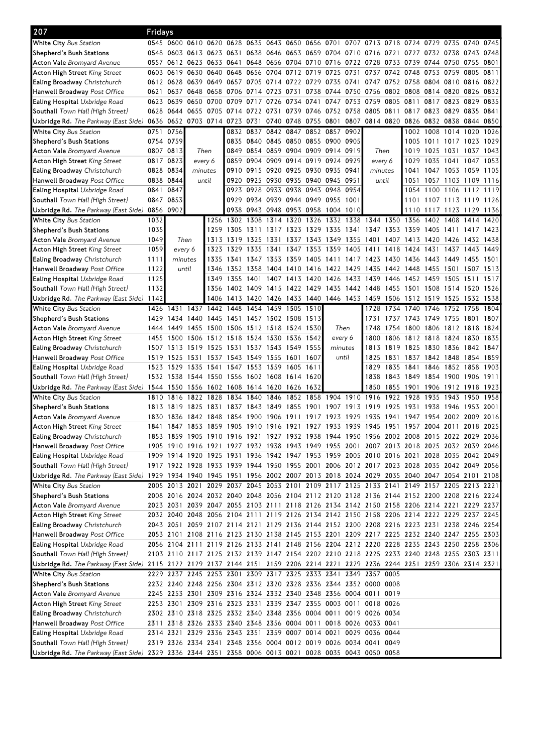## 207 Fridays

| Stop | | | | | | | | | | | | | | | | | | |
|---|---|---|---|---|---|---|---|---|---|---|---|---|---|---|---|---|---|---|
| **White City** *Bus Station* | 0545 | 0600 | 0610 | 0620 | 0628 | 0635 | 0643 | 0650 | 0656 | 0701 | 0707 | 0713 | 0718 | 0724 | 0729 | 0735 | 0740 | 0745 |
| **Shepherd's Bush Stations** | 0548 | 0603 | 0613 | 0623 | 0631 | 0638 | 0646 | 0653 | 0659 | 0704 | 0710 | 0716 | 0721 | 0727 | 0732 | 0738 | 0743 | 0748 |
| **Acton Vale** *Bromyard Avenue* | 0557 | 0612 | 0623 | 0633 | 0641 | 0648 | 0656 | 0704 | 0710 | 0716 | 0722 | 0728 | 0733 | 0739 | 0744 | 0750 | 0755 | 0801 |
| **Acton High Street** *King Street* | 0603 | 0619 | 0630 | 0640 | 0648 | 0656 | 0704 | 0712 | 0719 | 0725 | 0731 | 0737 | 0742 | 0748 | 0753 | 0759 | 0805 | 0811 |
| **Ealing Broadway** *Christchurch* | 0612 | 0628 | 0639 | 0649 | 0657 | 0705 | 0714 | 0722 | 0729 | 0735 | 0741 | 0747 | 0752 | 0758 | 0804 | 0810 | 0816 | 0822 |
| **Hanwell Broadway** *Post Office* | 0621 | 0637 | 0648 | 0658 | 0706 | 0714 | 0723 | 0731 | 0738 | 0744 | 0750 | 0756 | 0802 | 0808 | 0814 | 0820 | 0826 | 0832 |
| **Ealing Hospital** *Uxbridge Road* | 0623 | 0639 | 0650 | 0700 | 0709 | 0717 | 0726 | 0734 | 0741 | 0747 | 0753 | 0759 | 0805 | 0811 | 0817 | 0823 | 0829 | 0835 |
| **Southall** *Town Hall (High Street)* | 0628 | 0644 | 0655 | 0705 | 0714 | 0722 | 0731 | 0739 | 0746 | 0752 | 0758 | 0805 | 0811 | 0817 | 0823 | 0829 | 0835 | 0841 |
| **Uxbridge Rd.** *The Parkway (East Side)* | 0636 | 0652 | 0703 | 0714 | 0723 | 0731 | 0740 | 0748 | 0755 | 0801 | 0807 | 0814 | 0820 | 0826 | 0832 | 0838 | 0844 | 0850 |
| **White City** *Bus Station* | 0751 | 0756 | | | 0832 | 0837 | 0842 | 0847 | 0852 | 0857 | 0902 | | | 1002 | 1008 | 1014 | 1020 | 1026 |
| **Shepherd's Bush Stations** | 0754 | 0759 | | | 0835 | 0840 | 0845 | 0850 | 0855 | 0900 | 0905 | | | 1005 | 1011 | 1017 | 1023 | 1029 |
| **Acton Vale** *Bromyard Avenue* | 0807 | 0813 | Then | | 0849 | 0854 | 0859 | 0904 | 0909 | 0914 | 0919 | Then | | 1019 | 1025 | 1031 | 1037 | 1043 |
| **Acton High Street** *King Street* | 0817 | 0823 | every 6 | | 0859 | 0904 | 0909 | 0914 | 0919 | 0924 | 0929 | every 6 | | 1029 | 1035 | 1041 | 1047 | 1053 |
| **Ealing Broadway** *Christchurch* | 0828 | 0834 | minutes | | 0910 | 0915 | 0920 | 0925 | 0930 | 0935 | 0941 | minutes | | 1041 | 1047 | 1053 | 1059 | 1105 |
| **Hanwell Broadway** *Post Office* | 0838 | 0844 | until | | 0920 | 0925 | 0930 | 0935 | 0940 | 0945 | 0951 | until | | 1051 | 1057 | 1103 | 1109 | 1116 |
| **Ealing Hospital** *Uxbridge Road* | 0841 | 0847 | | | 0923 | 0928 | 0933 | 0938 | 0943 | 0948 | 0954 | | | 1054 | 1100 | 1106 | 1112 | 1119 |
| **Southall** *Town Hall (High Street)* | 0847 | 0853 | | | 0929 | 0934 | 0939 | 0944 | 0949 | 0955 | 1001 | | | 1101 | 1107 | 1113 | 1119 | 1126 |
| **Uxbridge Rd.** *The Parkway (East Side)* | 0856 | 0902 | | | 0938 | 0943 | 0948 | 0953 | 0958 | 1004 | 1010 | | | 1110 | 1117 | 1123 | 1129 | 1136 |
| **White City** *Bus Station* | 1032 | | | 1256 | 1302 | 1308 | 1314 | 1320 | 1326 | 1332 | 1338 | 1344 | 1350 | 1356 | 1402 | 1408 | 1414 | 1420 |
| **Shepherd's Bush Stations** | 1035 | | | 1259 | 1305 | 1311 | 1317 | 1323 | 1329 | 1335 | 1341 | 1347 | 1353 | 1359 | 1405 | 1411 | 1417 | 1423 |
| **Acton Vale** *Bromyard Avenue* | 1049 | Then | | 1313 | 1319 | 1325 | 1331 | 1337 | 1343 | 1349 | 1355 | 1401 | 1407 | 1413 | 1420 | 1426 | 1432 | 1438 |
| **Acton High Street** *King Street* | 1059 | every 6 | | 1323 | 1329 | 1335 | 1341 | 1347 | 1353 | 1359 | 1405 | 1411 | 1418 | 1424 | 1431 | 1437 | 1443 | 1449 |
| **Ealing Broadway** *Christchurch* | 1111 | minutes | | 1335 | 1341 | 1347 | 1353 | 1359 | 1405 | 1411 | 1417 | 1423 | 1430 | 1436 | 1443 | 1449 | 1455 | 1501 |
| **Hanwell Broadway** *Post Office* | 1122 | until | | 1346 | 1352 | 1358 | 1404 | 1410 | 1416 | 1422 | 1429 | 1435 | 1442 | 1448 | 1455 | 1501 | 1507 | 1513 |
| **Ealing Hospital** *Uxbridge Road* | 1125 | | | 1349 | 1355 | 1401 | 1407 | 1413 | 1420 | 1426 | 1433 | 1439 | 1446 | 1452 | 1459 | 1505 | 1511 | 1517 |
| **Southall** *Town Hall (High Street)* | 1132 | | | 1356 | 1402 | 1409 | 1415 | 1422 | 1429 | 1435 | 1442 | 1448 | 1455 | 1501 | 1508 | 1514 | 1520 | 1526 |
| **Uxbridge Rd.** *The Parkway (East Side)* | 1142 | | | 1406 | 1413 | 1420 | 1426 | 1433 | 1440 | 1446 | 1453 | 1459 | 1506 | 1512 | 1519 | 1525 | 1532 | 1538 |
| **White City** *Bus Station* | 1426 | 1431 | 1437 | 1442 | 1448 | 1454 | 1459 | 1505 | 1510 | | | 1728 | 1734 | 1740 | 1746 | 1752 | 1758 | 1804 |
| **Shepherd's Bush Stations** | 1429 | 1434 | 1440 | 1445 | 1451 | 1457 | 1502 | 1508 | 1513 | | | 1731 | 1737 | 1743 | 1749 | 1755 | 1801 | 1807 |
| **Acton Vale** *Bromyard Avenue* | 1444 | 1449 | 1455 | 1500 | 1506 | 1512 | 1518 | 1524 | 1530 | Then | | 1748 | 1754 | 1800 | 1806 | 1812 | 1818 | 1824 |
| **Acton High Street** *King Street* | 1455 | 1500 | 1506 | 1512 | 1518 | 1524 | 1530 | 1536 | 1542 | every 6 | | 1800 | 1806 | 1812 | 1818 | 1824 | 1830 | 1835 |
| **Ealing Broadway** *Christchurch* | 1507 | 1513 | 1519 | 1525 | 1531 | 1537 | 1543 | 1549 | 1555 | minutes | | 1813 | 1819 | 1825 | 1830 | 1836 | 1842 | 1847 |
| **Hanwell Broadway** *Post Office* | 1519 | 1525 | 1531 | 1537 | 1543 | 1549 | 1555 | 1601 | 1607 | until | | 1825 | 1831 | 1837 | 1842 | 1848 | 1854 | 1859 |
| **Ealing Hospital** *Uxbridge Road* | 1523 | 1529 | 1535 | 1541 | 1547 | 1553 | 1559 | 1605 | 1611 | | | 1829 | 1835 | 1841 | 1846 | 1852 | 1858 | 1903 |
| **Southall** *Town Hall (High Street)* | 1532 | 1538 | 1544 | 1550 | 1556 | 1602 | 1608 | 1614 | 1620 | | | 1838 | 1843 | 1849 | 1854 | 1900 | 1906 | 1911 |
| **Uxbridge Rd.** *The Parkway (East Side)* | 1544 | 1550 | 1556 | 1602 | 1608 | 1614 | 1620 | 1626 | 1632 | | | 1850 | 1855 | 1901 | 1906 | 1912 | 1918 | 1923 |
| **White City** *Bus Station* | 1810 | 1816 | 1822 | 1828 | 1834 | 1840 | 1846 | 1852 | 1858 | 1904 | 1910 | 1916 | 1922 | 1928 | 1935 | 1943 | 1950 | 1958 |
| **Shepherd's Bush Stations** | 1813 | 1819 | 1825 | 1831 | 1837 | 1843 | 1849 | 1855 | 1901 | 1907 | 1913 | 1919 | 1925 | 1931 | 1938 | 1946 | 1953 | 2001 |
| **Acton Vale** *Bromyard Avenue* | 1830 | 1836 | 1842 | 1848 | 1854 | 1900 | 1906 | 1911 | 1917 | 1923 | 1929 | 1935 | 1941 | 1947 | 1954 | 2002 | 2009 | 2016 |
| **Acton High Street** *King Street* | 1841 | 1847 | 1853 | 1859 | 1905 | 1910 | 1916 | 1921 | 1927 | 1933 | 1939 | 1945 | 1951 | 1957 | 2004 | 2011 | 2018 | 2025 |
| **Ealing Broadway** *Christchurch* | 1853 | 1859 | 1905 | 1910 | 1916 | 1921 | 1927 | 1932 | 1938 | 1944 | 1950 | 1956 | 2002 | 2008 | 2015 | 2022 | 2029 | 2036 |
| **Hanwell Broadway** *Post Office* | 1905 | 1910 | 1916 | 1921 | 1927 | 1932 | 1938 | 1943 | 1949 | 1955 | 2001 | 2007 | 2013 | 2018 | 2025 | 2032 | 2039 | 2046 |
| **Ealing Hospital** *Uxbridge Road* | 1909 | 1914 | 1920 | 1925 | 1931 | 1936 | 1942 | 1947 | 1953 | 1959 | 2005 | 2010 | 2016 | 2021 | 2028 | 2035 | 2042 | 2049 |
| **Southall** *Town Hall (High Street)* | 1917 | 1922 | 1928 | 1933 | 1939 | 1944 | 1950 | 1955 | 2001 | 2006 | 2012 | 2017 | 2023 | 2028 | 2035 | 2042 | 2049 | 2056 |
| **Uxbridge Rd.** *The Parkway (East Side)* | 1929 | 1934 | 1940 | 1945 | 1951 | 1956 | 2002 | 2007 | 2013 | 2018 | 2024 | 2029 | 2035 | 2040 | 2047 | 2054 | 2101 | 2108 |
| **White City** *Bus Station* | 2005 | 2013 | 2021 | 2029 | 2037 | 2045 | 2053 | 2101 | 2109 | 2117 | 2125 | 2133 | 2141 | 2149 | 2157 | 2205 | 2213 | 2221 |
| **Shepherd's Bush Stations** | 2008 | 2016 | 2024 | 2032 | 2040 | 2048 | 2056 | 2104 | 2112 | 2120 | 2128 | 2136 | 2144 | 2152 | 2200 | 2208 | 2216 | 2224 |
| **Acton Vale** *Bromyard Avenue* | 2023 | 2031 | 2039 | 2047 | 2055 | 2103 | 2111 | 2118 | 2126 | 2134 | 2142 | 2150 | 2158 | 2206 | 2214 | 2221 | 2229 | 2237 |
| **Acton High Street** *King Street* | 2032 | 2040 | 2048 | 2056 | 2104 | 2111 | 2119 | 2126 | 2134 | 2142 | 2150 | 2158 | 2206 | 2214 | 2222 | 2229 | 2237 | 2245 |
| **Ealing Broadway** *Christchurch* | 2043 | 2051 | 2059 | 2107 | 2114 | 2121 | 2129 | 2136 | 2144 | 2152 | 2200 | 2208 | 2216 | 2223 | 2231 | 2238 | 2246 | 2254 |
| **Hanwell Broadway** *Post Office* | 2053 | 2101 | 2108 | 2116 | 2123 | 2130 | 2138 | 2145 | 2153 | 2201 | 2209 | 2217 | 2225 | 2232 | 2240 | 2247 | 2255 | 2303 |
| **Ealing Hospital** *Uxbridge Road* | 2056 | 2104 | 2111 | 2119 | 2126 | 2133 | 2141 | 2148 | 2156 | 2204 | 2212 | 2220 | 2228 | 2235 | 2243 | 2250 | 2258 | 2306 |
| **Southall** *Town Hall (High Street)* | 2103 | 2110 | 2117 | 2125 | 2132 | 2139 | 2147 | 2154 | 2202 | 2210 | 2218 | 2225 | 2233 | 2240 | 2248 | 2255 | 2303 | 2311 |
| **Uxbridge Rd.** *The Parkway (East Side)* | 2115 | 2122 | 2129 | 2137 | 2144 | 2151 | 2159 | 2206 | 2214 | 2221 | 2229 | 2236 | 2244 | 2251 | 2259 | 2306 | 2314 | 2321 |
| **White City** *Bus Station* | 2229 | 2237 | 2245 | 2253 | 2301 | 2309 | 2317 | 2325 | 2333 | 2341 | 2349 | 2357 | 0005 | | | | | |
| **Shepherd's Bush Stations** | 2232 | 2240 | 2248 | 2256 | 2304 | 2312 | 2320 | 2328 | 2336 | 2344 | 2352 | 0000 | 0008 | | | | | |
| **Acton Vale** *Bromyard Avenue* | 2245 | 2253 | 2301 | 2309 | 2316 | 2324 | 2332 | 2340 | 2348 | 2356 | 0004 | 0011 | 0019 | | | | | |
| **Acton High Street** *King Street* | 2253 | 2301 | 2309 | 2316 | 2323 | 2331 | 2339 | 2347 | 2355 | 0003 | 0011 | 0018 | 0026 | | | | | |
| **Ealing Broadway** *Christchurch* | 2302 | 2310 | 2318 | 2325 | 2332 | 2340 | 2348 | 2356 | 0004 | 0011 | 0019 | 0026 | 0034 | | | | | |
| **Hanwell Broadway** *Post Office* | 2311 | 2318 | 2326 | 2333 | 2340 | 2348 | 2356 | 0004 | 0011 | 0018 | 0026 | 0033 | 0041 | | | | | |
| **Ealing Hospital** *Uxbridge Road* | 2314 | 2321 | 2329 | 2336 | 2343 | 2351 | 2359 | 0007 | 0014 | 0021 | 0029 | 0036 | 0044 | | | | | |
| **Southall** *Town Hall (High Street)* | 2319 | 2326 | 2334 | 2341 | 2348 | 2356 | 0004 | 0012 | 0019 | 0026 | 0034 | 0041 | 0049 | | | | | |
| **Uxbridge Rd.** *The Parkway (East Side)* | 2329 | 2336 | 2344 | 2351 | 2358 | 0006 | 0013 | 0021 | 0028 | 0035 | 0043 | 0050 | 0058 | | | | | |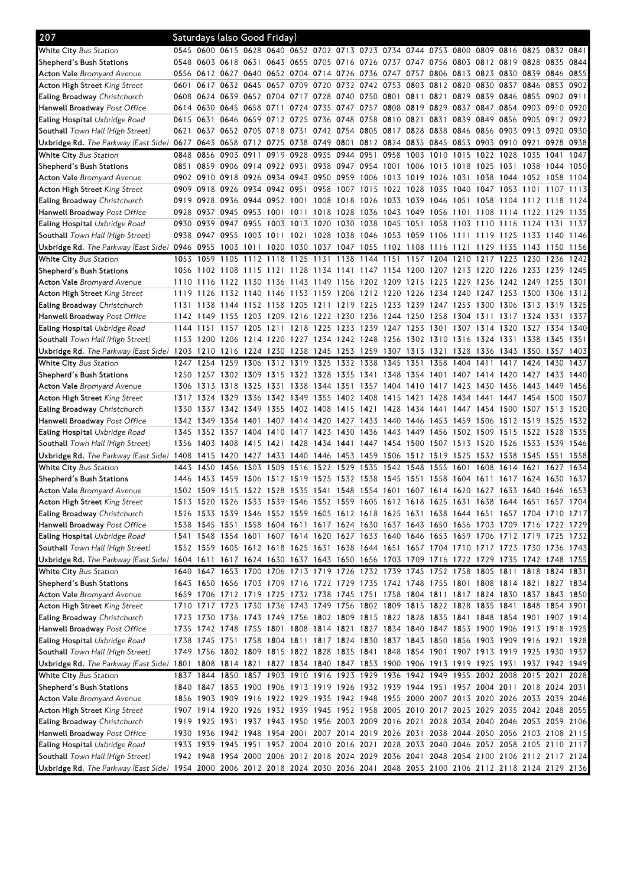## 207 Saturdays (also Good Friday)

| Stop | | | | | | | | | | | | | | | | | | |
|---|---|---|---|---|---|---|---|---|---|---|---|---|---|---|---|---|---|---|
| **White City** Bus Station | 0545 | 0600 | 0615 | 0628 | 0640 | 0652 | 0702 | 0713 | 0723 | 0734 | 0744 | 0753 | 0800 | 0809 | 0816 | 0825 | 0832 | 0841 |
| **Shepherd's Bush Stations** | 0548 | 0603 | 0618 | 0631 | 0643 | 0655 | 0705 | 0716 | 0726 | 0737 | 0747 | 0756 | 0803 | 0812 | 0819 | 0828 | 0835 | 0844 |
| **Acton Vale** Bromyard Avenue | 0556 | 0612 | 0627 | 0640 | 0652 | 0704 | 0714 | 0726 | 0736 | 0747 | 0757 | 0806 | 0813 | 0823 | 0830 | 0839 | 0846 | 0855 |
| **Acton High Street** King Street | 0601 | 0617 | 0632 | 0645 | 0657 | 0709 | 0720 | 0732 | 0742 | 0753 | 0803 | 0812 | 0820 | 0830 | 0837 | 0846 | 0853 | 0902 |
| **Ealing Broadway** Christchurch | 0608 | 0624 | 0639 | 0652 | 0704 | 0717 | 0728 | 0740 | 0750 | 0801 | 0811 | 0821 | 0829 | 0839 | 0846 | 0855 | 0902 | 0911 |
| **Hanwell Broadway** Post Office | 0614 | 0630 | 0645 | 0658 | 0711 | 0724 | 0735 | 0747 | 0757 | 0808 | 0819 | 0829 | 0837 | 0847 | 0854 | 0903 | 0910 | 0920 |
| **Ealing Hospital** Uxbridge Road | 0615 | 0631 | 0646 | 0659 | 0712 | 0725 | 0736 | 0748 | 0758 | 0810 | 0821 | 0831 | 0839 | 0849 | 0856 | 0905 | 0912 | 0922 |
| **Southall** Town Hall (High Street) | 0621 | 0637 | 0652 | 0705 | 0718 | 0731 | 0742 | 0754 | 0805 | 0817 | 0828 | 0838 | 0846 | 0856 | 0903 | 0913 | 0920 | 0930 |
| **Uxbridge Rd.** The Parkway (East Side) | 0627 | 0643 | 0658 | 0712 | 0725 | 0738 | 0749 | 0801 | 0812 | 0824 | 0835 | 0845 | 0853 | 0903 | 0910 | 0921 | 0928 | 0938 |
| **White City** Bus Station | 0848 | 0856 | 0903 | 0911 | 0919 | 0928 | 0935 | 0944 | 0951 | 0958 | 1003 | 1010 | 1015 | 1022 | 1028 | 1035 | 1041 | 1047 |
| **Shepherd's Bush Stations** | 0851 | 0859 | 0906 | 0914 | 0922 | 0931 | 0938 | 0947 | 0954 | 1001 | 1006 | 1013 | 1018 | 1025 | 1031 | 1038 | 1044 | 1050 |
| **Acton Vale** Bromyard Avenue | 0902 | 0910 | 0918 | 0926 | 0934 | 0943 | 0950 | 0959 | 1006 | 1013 | 1019 | 1026 | 1031 | 1038 | 1044 | 1052 | 1058 | 1104 |
| **Acton High Street** King Street | 0909 | 0918 | 0926 | 0934 | 0942 | 0951 | 0958 | 1007 | 1015 | 1022 | 1028 | 1035 | 1040 | 1047 | 1053 | 1101 | 1107 | 1113 |
| **Ealing Broadway** Christchurch | 0919 | 0928 | 0936 | 0944 | 0952 | 1001 | 1008 | 1018 | 1026 | 1033 | 1039 | 1046 | 1051 | 1058 | 1104 | 1112 | 1118 | 1124 |
| **Hanwell Broadway** Post Office | 0928 | 0937 | 0945 | 0953 | 1001 | 1011 | 1018 | 1028 | 1036 | 1043 | 1049 | 1056 | 1101 | 1108 | 1114 | 1122 | 1129 | 1135 |
| **Ealing Hospital** Uxbridge Road | 0930 | 0939 | 0947 | 0955 | 1003 | 1013 | 1020 | 1030 | 1038 | 1045 | 1051 | 1058 | 1103 | 1110 | 1116 | 1124 | 1131 | 1137 |
| **Southall** Town Hall (High Street) | 0938 | 0947 | 0955 | 1003 | 1011 | 1021 | 1028 | 1038 | 1046 | 1053 | 1059 | 1106 | 1111 | 1119 | 1125 | 1133 | 1140 | 1146 |
| **Uxbridge Rd.** The Parkway (East Side) | 0946 | 0955 | 1003 | 1011 | 1020 | 1030 | 1037 | 1047 | 1055 | 1102 | 1108 | 1116 | 1121 | 1129 | 1135 | 1143 | 1150 | 1156 |
| **White City** Bus Station | 1053 | 1059 | 1105 | 1112 | 1118 | 1125 | 1131 | 1138 | 1144 | 1151 | 1157 | 1204 | 1210 | 1217 | 1223 | 1230 | 1236 | 1242 |
| **Shepherd's Bush Stations** | 1056 | 1102 | 1108 | 1115 | 1121 | 1128 | 1134 | 1141 | 1147 | 1154 | 1200 | 1207 | 1213 | 1220 | 1226 | 1233 | 1239 | 1245 |
| **Acton Vale** Bromyard Avenue | 1110 | 1116 | 1122 | 1130 | 1136 | 1143 | 1149 | 1156 | 1202 | 1209 | 1215 | 1223 | 1229 | 1236 | 1242 | 1249 | 1255 | 1301 |
| **Acton High Street** King Street | 1119 | 1126 | 1132 | 1140 | 1146 | 1153 | 1159 | 1206 | 1212 | 1220 | 1226 | 1234 | 1240 | 1247 | 1253 | 1300 | 1306 | 1312 |
| **Ealing Broadway** Christchurch | 1131 | 1138 | 1144 | 1152 | 1158 | 1205 | 1211 | 1219 | 1225 | 1233 | 1239 | 1247 | 1253 | 1300 | 1306 | 1313 | 1319 | 1325 |
| **Hanwell Broadway** Post Office | 1142 | 1149 | 1155 | 1203 | 1209 | 1216 | 1222 | 1230 | 1236 | 1244 | 1250 | 1258 | 1304 | 1311 | 1317 | 1324 | 1331 | 1337 |
| **Ealing Hospital** Uxbridge Road | 1144 | 1151 | 1157 | 1205 | 1211 | 1218 | 1225 | 1233 | 1239 | 1247 | 1253 | 1301 | 1307 | 1314 | 1320 | 1327 | 1334 | 1340 |
| **Southall** Town Hall (High Street) | 1153 | 1200 | 1206 | 1214 | 1220 | 1227 | 1234 | 1242 | 1248 | 1256 | 1302 | 1310 | 1316 | 1324 | 1331 | 1338 | 1345 | 1351 |
| **Uxbridge Rd.** The Parkway (East Side) | 1203 | 1210 | 1216 | 1224 | 1230 | 1238 | 1245 | 1253 | 1259 | 1307 | 1313 | 1321 | 1328 | 1336 | 1343 | 1350 | 1357 | 1403 |
| **White City** Bus Station | 1247 | 1254 | 1259 | 1306 | 1312 | 1319 | 1325 | 1332 | 1338 | 1345 | 1351 | 1358 | 1404 | 1411 | 1417 | 1424 | 1430 | 1437 |
| **Shepherd's Bush Stations** | 1250 | 1257 | 1302 | 1309 | 1315 | 1322 | 1328 | 1335 | 1341 | 1348 | 1354 | 1401 | 1407 | 1414 | 1420 | 1427 | 1433 | 1440 |
| **Acton Vale** Bromyard Avenue | 1306 | 1313 | 1318 | 1325 | 1331 | 1338 | 1344 | 1351 | 1357 | 1404 | 1410 | 1417 | 1423 | 1430 | 1436 | 1443 | 1449 | 1456 |
| **Acton High Street** King Street | 1317 | 1324 | 1329 | 1336 | 1342 | 1349 | 1355 | 1402 | 1408 | 1415 | 1421 | 1428 | 1434 | 1441 | 1447 | 1454 | 1500 | 1507 |
| **Ealing Broadway** Christchurch | 1330 | 1337 | 1342 | 1349 | 1355 | 1402 | 1408 | 1415 | 1421 | 1428 | 1434 | 1441 | 1447 | 1454 | 1500 | 1507 | 1513 | 1520 |
| **Hanwell Broadway** Post Office | 1342 | 1349 | 1354 | 1401 | 1407 | 1414 | 1420 | 1427 | 1433 | 1440 | 1446 | 1453 | 1459 | 1506 | 1512 | 1519 | 1525 | 1532 |
| **Ealing Hospital** Uxbridge Road | 1345 | 1352 | 1357 | 1404 | 1410 | 1417 | 1423 | 1430 | 1436 | 1443 | 1449 | 1456 | 1502 | 1509 | 1515 | 1522 | 1528 | 1535 |
| **Southall** Town Hall (High Street) | 1356 | 1403 | 1408 | 1415 | 1421 | 1428 | 1434 | 1441 | 1447 | 1454 | 1500 | 1507 | 1513 | 1520 | 1526 | 1533 | 1539 | 1546 |
| **Uxbridge Rd.** The Parkway (East Side) | 1408 | 1415 | 1420 | 1427 | 1433 | 1440 | 1446 | 1453 | 1459 | 1506 | 1512 | 1519 | 1525 | 1532 | 1538 | 1545 | 1551 | 1558 |
| **White City** Bus Station | 1443 | 1450 | 1456 | 1503 | 1509 | 1516 | 1522 | 1529 | 1535 | 1542 | 1548 | 1555 | 1601 | 1608 | 1614 | 1621 | 1627 | 1634 |
| **Shepherd's Bush Stations** | 1446 | 1453 | 1459 | 1506 | 1512 | 1519 | 1525 | 1532 | 1538 | 1545 | 1551 | 1558 | 1604 | 1611 | 1617 | 1624 | 1630 | 1637 |
| **Acton Vale** Bromyard Avenue | 1502 | 1509 | 1515 | 1522 | 1528 | 1535 | 1541 | 1548 | 1554 | 1601 | 1607 | 1614 | 1620 | 1627 | 1633 | 1640 | 1646 | 1653 |
| **Acton High Street** King Street | 1513 | 1520 | 1526 | 1533 | 1539 | 1546 | 1552 | 1559 | 1605 | 1612 | 1618 | 1625 | 1631 | 1638 | 1644 | 1651 | 1657 | 1704 |
| **Ealing Broadway** Christchurch | 1526 | 1533 | 1539 | 1546 | 1552 | 1559 | 1605 | 1612 | 1618 | 1625 | 1631 | 1638 | 1644 | 1651 | 1657 | 1704 | 1710 | 1717 |
| **Hanwell Broadway** Post Office | 1538 | 1545 | 1551 | 1558 | 1604 | 1611 | 1617 | 1624 | 1630 | 1637 | 1643 | 1650 | 1656 | 1703 | 1709 | 1716 | 1722 | 1729 |
| **Ealing Hospital** Uxbridge Road | 1541 | 1548 | 1554 | 1601 | 1607 | 1614 | 1620 | 1627 | 1633 | 1640 | 1646 | 1653 | 1659 | 1706 | 1712 | 1719 | 1725 | 1732 |
| **Southall** Town Hall (High Street) | 1552 | 1559 | 1605 | 1612 | 1618 | 1625 | 1631 | 1638 | 1644 | 1651 | 1657 | 1704 | 1710 | 1717 | 1723 | 1730 | 1736 | 1743 |
| **Uxbridge Rd.** The Parkway (East Side) | 1604 | 1611 | 1617 | 1624 | 1630 | 1637 | 1643 | 1650 | 1656 | 1703 | 1709 | 1716 | 1722 | 1729 | 1735 | 1742 | 1748 | 1755 |
| **White City** Bus Station | 1640 | 1647 | 1653 | 1700 | 1706 | 1713 | 1719 | 1726 | 1732 | 1739 | 1745 | 1752 | 1758 | 1805 | 1811 | 1818 | 1824 | 1831 |
| **Shepherd's Bush Stations** | 1643 | 1650 | 1656 | 1703 | 1709 | 1716 | 1722 | 1729 | 1735 | 1742 | 1748 | 1755 | 1801 | 1808 | 1814 | 1821 | 1827 | 1834 |
| **Acton Vale** Bromyard Avenue | 1659 | 1706 | 1712 | 1719 | 1725 | 1732 | 1738 | 1745 | 1751 | 1758 | 1804 | 1811 | 1817 | 1824 | 1830 | 1837 | 1843 | 1850 |
| **Acton High Street** King Street | 1710 | 1717 | 1723 | 1730 | 1736 | 1743 | 1749 | 1756 | 1802 | 1809 | 1815 | 1822 | 1828 | 1835 | 1841 | 1848 | 1854 | 1901 |
| **Ealing Broadway** Christchurch | 1723 | 1730 | 1736 | 1743 | 1749 | 1756 | 1802 | 1809 | 1815 | 1822 | 1828 | 1835 | 1841 | 1848 | 1854 | 1901 | 1907 | 1914 |
| **Hanwell Broadway** Post Office | 1735 | 1742 | 1748 | 1755 | 1801 | 1808 | 1814 | 1821 | 1827 | 1834 | 1840 | 1847 | 1853 | 1900 | 1906 | 1913 | 1918 | 1925 |
| **Ealing Hospital** Uxbridge Road | 1738 | 1745 | 1751 | 1758 | 1804 | 1811 | 1817 | 1824 | 1830 | 1837 | 1843 | 1850 | 1856 | 1903 | 1909 | 1916 | 1921 | 1928 |
| **Southall** Town Hall (High Street) | 1749 | 1756 | 1802 | 1809 | 1815 | 1822 | 1828 | 1835 | 1841 | 1848 | 1854 | 1901 | 1907 | 1913 | 1919 | 1925 | 1930 | 1937 |
| **Uxbridge Rd.** The Parkway (East Side) | 1801 | 1808 | 1814 | 1821 | 1827 | 1834 | 1840 | 1847 | 1853 | 1900 | 1906 | 1913 | 1919 | 1925 | 1931 | 1937 | 1942 | 1949 |
| **White City** Bus Station | 1837 | 1844 | 1850 | 1857 | 1903 | 1910 | 1916 | 1923 | 1929 | 1936 | 1942 | 1949 | 1955 | 2002 | 2008 | 2015 | 2021 | 2028 |
| **Shepherd's Bush Stations** | 1840 | 1847 | 1853 | 1900 | 1906 | 1913 | 1919 | 1926 | 1932 | 1939 | 1944 | 1951 | 1957 | 2004 | 2011 | 2018 | 2024 | 2031 |
| **Acton Vale** Bromyard Avenue | 1856 | 1903 | 1909 | 1916 | 1922 | 1929 | 1935 | 1942 | 1948 | 1955 | 2000 | 2007 | 2013 | 2020 | 2026 | 2033 | 2039 | 2046 |
| **Acton High Street** King Street | 1907 | 1914 | 1920 | 1926 | 1932 | 1939 | 1945 | 1952 | 1958 | 2005 | 2010 | 2017 | 2023 | 2029 | 2035 | 2042 | 2048 | 2055 |
| **Ealing Broadway** Christchurch | 1919 | 1925 | 1931 | 1937 | 1943 | 1950 | 1956 | 2003 | 2009 | 2016 | 2021 | 2028 | 2034 | 2040 | 2046 | 2053 | 2059 | 2106 |
| **Hanwell Broadway** Post Office | 1930 | 1936 | 1942 | 1948 | 1954 | 2001 | 2007 | 2014 | 2019 | 2026 | 2031 | 2038 | 2044 | 2050 | 2056 | 2103 | 2108 | 2115 |
| **Ealing Hospital** Uxbridge Road | 1933 | 1939 | 1945 | 1951 | 1957 | 2004 | 2010 | 2016 | 2021 | 2028 | 2033 | 2040 | 2046 | 2052 | 2058 | 2105 | 2110 | 2117 |
| **Southall** Town Hall (High Street) | 1942 | 1948 | 1954 | 2000 | 2006 | 2012 | 2018 | 2024 | 2029 | 2036 | 2041 | 2048 | 2054 | 2100 | 2106 | 2112 | 2117 | 2124 |
| **Uxbridge Rd.** The Parkway (East Side) | 1954 | 2000 | 2006 | 2012 | 2018 | 2024 | 2030 | 2036 | 2041 | 2048 | 2053 | 2100 | 2106 | 2112 | 2118 | 2124 | 2129 | 2136 |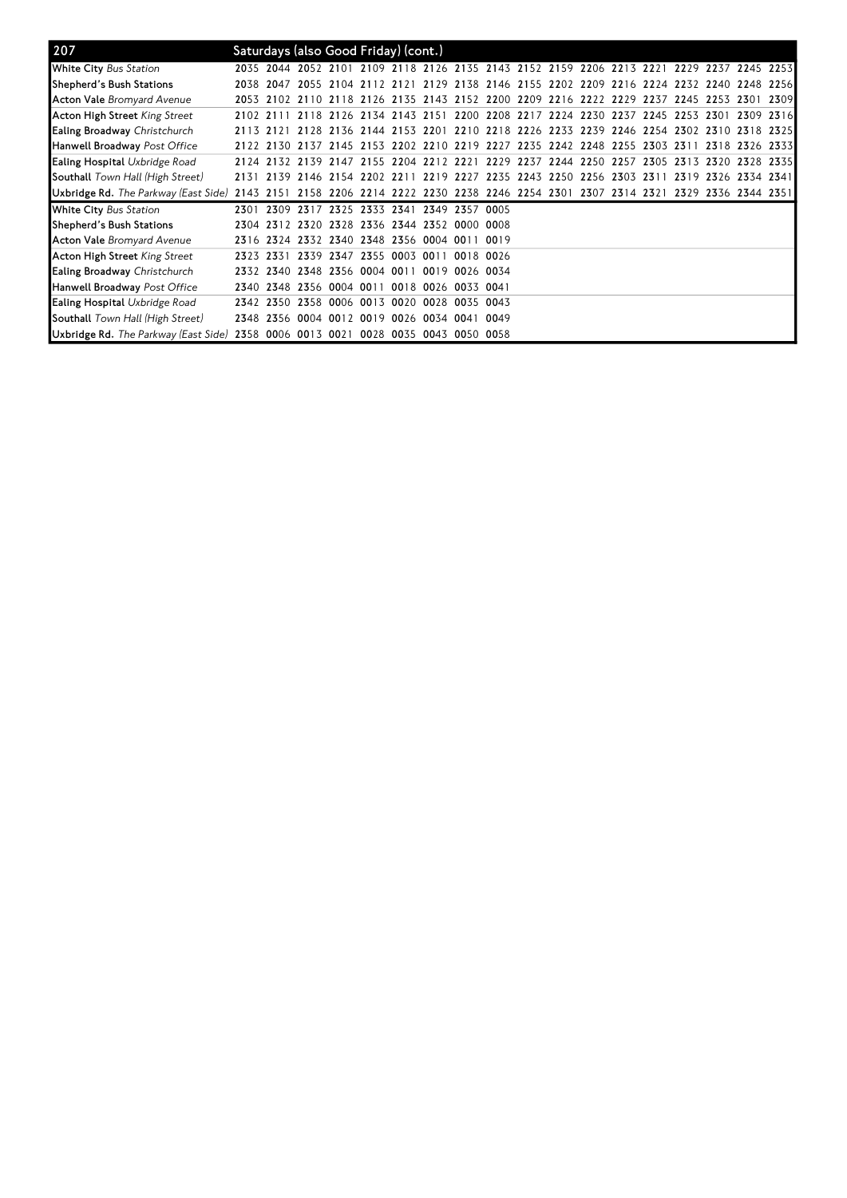| 207 | Saturdays (also Good Friday) (cont.) | | | | | | | | | | | | | | | | | |
|---|---|---|---|---|---|---|---|---|---|---|---|---|---|---|---|---|---|---|
| **White City** *Bus Station* | 2035 | 2044 | 2052 | 2101 | 2109 | 2118 | 2126 | 2135 | 2143 | 2152 | 2159 | 2206 | 2213 | 2221 | 2229 | 2237 | 2245 | 2253 |
| **Shepherd's Bush Stations** | 2038 | 2047 | 2055 | 2104 | 2112 | 2121 | 2129 | 2138 | 2146 | 2155 | 2202 | 2209 | 2216 | 2224 | 2232 | 2240 | 2248 | 2256 |
| **Acton Vale** *Bromyard Avenue* | 2053 | 2102 | 2110 | 2118 | 2126 | 2135 | 2143 | 2152 | 2200 | 2209 | 2216 | 2222 | 2229 | 2237 | 2245 | 2253 | 2301 | 2309 |
| **Acton High Street** *King Street* | 2102 | 2111 | 2118 | 2126 | 2134 | 2143 | 2151 | 2200 | 2208 | 2217 | 2224 | 2230 | 2237 | 2245 | 2253 | 2301 | 2309 | 2316 |
| **Ealing Broadway** *Christchurch* | 2113 | 2121 | 2128 | 2136 | 2144 | 2153 | 2201 | 2210 | 2218 | 2226 | 2233 | 2239 | 2246 | 2254 | 2302 | 2310 | 2318 | 2325 |
| **Hanwell Broadway** *Post Office* | 2122 | 2130 | 2137 | 2145 | 2153 | 2202 | 2210 | 2219 | 2227 | 2235 | 2242 | 2248 | 2255 | 2303 | 2311 | 2318 | 2326 | 2333 |
| **Ealing Hospital** *Uxbridge Road* | 2124 | 2132 | 2139 | 2147 | 2155 | 2204 | 2212 | 2221 | 2229 | 2237 | 2244 | 2250 | 2257 | 2305 | 2313 | 2320 | 2328 | 2335 |
| **Southall** *Town Hall (High Street)* | 2131 | 2139 | 2146 | 2154 | 2202 | 2211 | 2219 | 2227 | 2235 | 2243 | 2250 | 2256 | 2303 | 2311 | 2319 | 2326 | 2334 | 2341 |
| **Uxbridge Rd.** *The Parkway (East Side)* | 2143 | 2151 | 2158 | 2206 | 2214 | 2222 | 2230 | 2238 | 2246 | 2254 | 2301 | 2307 | 2314 | 2321 | 2329 | 2336 | 2344 | 2351 |
| **White City** *Bus Station* | 2301 | 2309 | 2317 | 2325 | 2333 | 2341 | 2349 | 2357 | 0005 | | | | | | | | | |
| **Shepherd's Bush Stations** | 2304 | 2312 | 2320 | 2328 | 2336 | 2344 | 2352 | 0000 | 0008 | | | | | | | | | |
| **Acton Vale** *Bromyard Avenue* | 2316 | 2324 | 2332 | 2340 | 2348 | 2356 | 0004 | 0011 | 0019 | | | | | | | | | |
| **Acton High Street** *King Street* | 2323 | 2331 | 2339 | 2347 | 2355 | 0003 | 0011 | 0018 | 0026 | | | | | | | | | |
| **Ealing Broadway** *Christchurch* | 2332 | 2340 | 2348 | 2356 | 0004 | 0011 | 0019 | 0026 | 0034 | | | | | | | | | |
| **Hanwell Broadway** *Post Office* | 2340 | 2348 | 2356 | 0004 | 0011 | 0018 | 0026 | 0033 | 0041 | | | | | | | | | |
| **Ealing Hospital** *Uxbridge Road* | 2342 | 2350 | 2358 | 0006 | 0013 | 0020 | 0028 | 0035 | 0043 | | | | | | | | | |
| **Southall** *Town Hall (High Street)* | 2348 | 2356 | 0004 | 0012 | 0019 | 0026 | 0034 | 0041 | 0049 | | | | | | | | | |
| **Uxbridge Rd.** *The Parkway (East Side)* | 2358 | 0006 | 0013 | 0021 | 0028 | 0035 | 0043 | 0050 | 0058 | | | | | | | | | |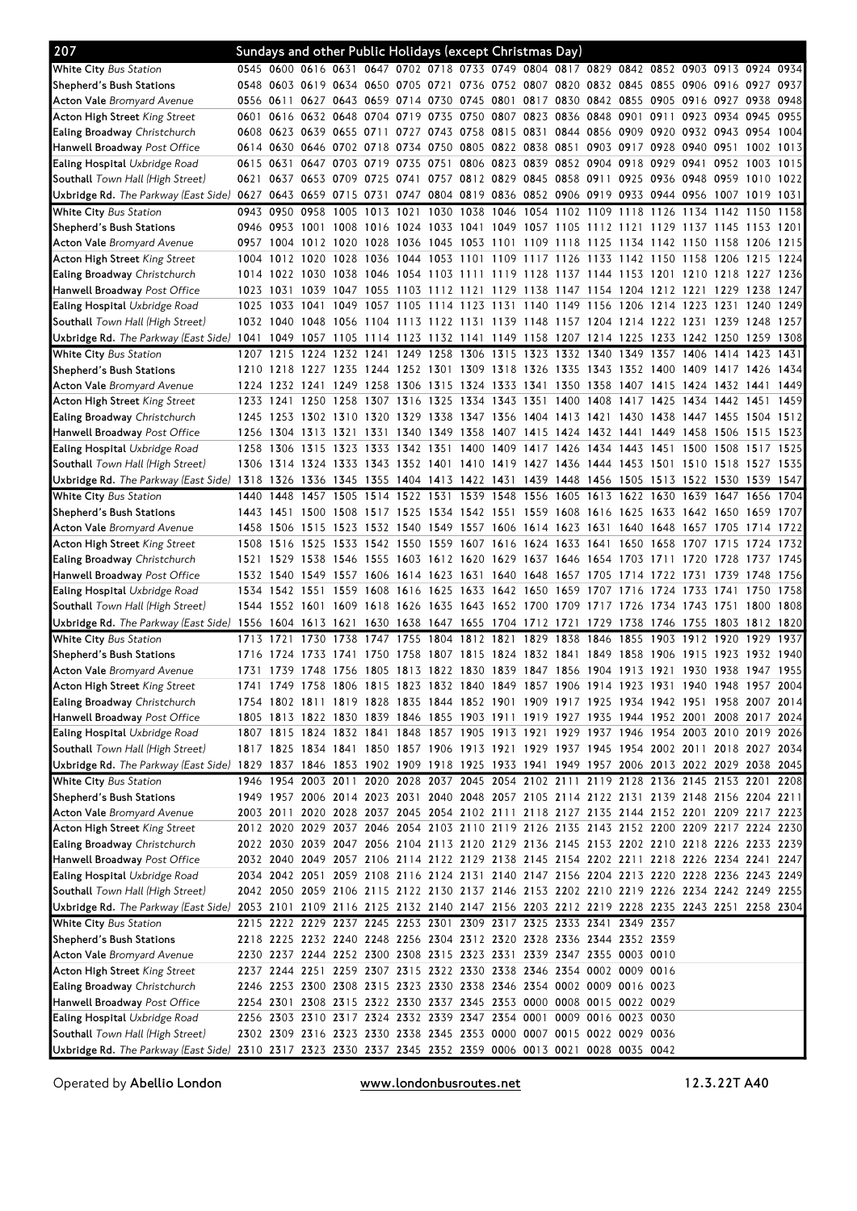# 207 Sundays and other Public Holidays (except Christmas Day)

| | | | | | | | | | | | | | | | | | | |
|---|---|---|---|---|---|---|---|---|---|---|---|---|---|---|---|---|---|---|
| **White City** Bus Station | 0545 | 0600 | 0616 | 0631 | 0647 | 0702 | 0718 | 0733 | 0749 | 0804 | 0817 | 0829 | 0842 | 0852 | 0903 | 0913 | 0924 | 0934 |
| **Shepherd's Bush Stations** | 0548 | 0603 | 0619 | 0634 | 0650 | 0705 | 0721 | 0736 | 0752 | 0807 | 0820 | 0832 | 0845 | 0855 | 0906 | 0916 | 0927 | 0937 |
| **Acton Vale** Bromyard Avenue | 0556 | 0611 | 0627 | 0643 | 0659 | 0714 | 0730 | 0745 | 0801 | 0817 | 0830 | 0842 | 0855 | 0905 | 0916 | 0927 | 0938 | 0948 |
| **Acton High Street** King Street | 0601 | 0616 | 0632 | 0648 | 0704 | 0719 | 0735 | 0750 | 0807 | 0823 | 0836 | 0848 | 0901 | 0911 | 0923 | 0934 | 0945 | 0955 |
| **Ealing Broadway** Christchurch | 0608 | 0623 | 0639 | 0655 | 0711 | 0727 | 0743 | 0758 | 0815 | 0831 | 0844 | 0856 | 0909 | 0920 | 0932 | 0943 | 0954 | 1004 |
| **Hanwell Broadway** Post Office | 0614 | 0630 | 0646 | 0702 | 0718 | 0734 | 0750 | 0805 | 0822 | 0838 | 0851 | 0903 | 0917 | 0928 | 0940 | 0951 | 1002 | 1013 |
| **Ealing Hospital** Uxbridge Road | 0615 | 0631 | 0647 | 0703 | 0719 | 0735 | 0751 | 0806 | 0823 | 0839 | 0852 | 0904 | 0918 | 0929 | 0941 | 0952 | 1003 | 1015 |
| **Southall** Town Hall (High Street) | 0621 | 0637 | 0653 | 0709 | 0725 | 0741 | 0757 | 0812 | 0829 | 0845 | 0858 | 0911 | 0925 | 0936 | 0948 | 0959 | 1010 | 1022 |
| **Uxbridge Rd.** The Parkway (East Side) | 0627 | 0643 | 0659 | 0715 | 0731 | 0747 | 0804 | 0819 | 0836 | 0852 | 0906 | 0919 | 0933 | 0944 | 0956 | 1007 | 1019 | 1031 |
| **White City** Bus Station | 0943 | 0950 | 0958 | 1005 | 1013 | 1021 | 1030 | 1038 | 1046 | 1054 | 1102 | 1109 | 1118 | 1126 | 1134 | 1142 | 1150 | 1158 |
| **Shepherd's Bush Stations** | 0946 | 0953 | 1001 | 1008 | 1016 | 1024 | 1033 | 1041 | 1049 | 1057 | 1105 | 1112 | 1121 | 1129 | 1137 | 1145 | 1153 | 1201 |
| **Acton Vale** Bromyard Avenue | 0957 | 1004 | 1012 | 1020 | 1028 | 1036 | 1045 | 1053 | 1101 | 1109 | 1118 | 1125 | 1134 | 1142 | 1150 | 1158 | 1206 | 1215 |
| **Acton High Street** King Street | 1004 | 1012 | 1020 | 1028 | 1036 | 1044 | 1053 | 1101 | 1109 | 1117 | 1126 | 1133 | 1142 | 1150 | 1158 | 1206 | 1215 | 1224 |
| **Ealing Broadway** Christchurch | 1014 | 1022 | 1030 | 1038 | 1046 | 1054 | 1103 | 1111 | 1119 | 1128 | 1137 | 1144 | 1153 | 1201 | 1210 | 1218 | 1227 | 1236 |
| **Hanwell Broadway** Post Office | 1023 | 1031 | 1039 | 1047 | 1055 | 1103 | 1112 | 1121 | 1129 | 1138 | 1147 | 1154 | 1204 | 1212 | 1221 | 1229 | 1238 | 1247 |
| **Ealing Hospital** Uxbridge Road | 1025 | 1033 | 1041 | 1049 | 1057 | 1105 | 1114 | 1123 | 1131 | 1140 | 1149 | 1156 | 1206 | 1214 | 1223 | 1231 | 1240 | 1249 |
| **Southall** Town Hall (High Street) | 1032 | 1040 | 1048 | 1056 | 1104 | 1113 | 1122 | 1131 | 1139 | 1148 | 1157 | 1204 | 1214 | 1222 | 1231 | 1239 | 1248 | 1257 |
| **Uxbridge Rd.** The Parkway (East Side) | 1041 | 1049 | 1057 | 1105 | 1114 | 1123 | 1132 | 1141 | 1149 | 1158 | 1207 | 1214 | 1225 | 1233 | 1242 | 1250 | 1259 | 1308 |
| **White City** Bus Station | 1207 | 1215 | 1224 | 1232 | 1241 | 1249 | 1258 | 1306 | 1315 | 1323 | 1332 | 1340 | 1349 | 1357 | 1406 | 1414 | 1423 | 1431 |
| **Shepherd's Bush Stations** | 1210 | 1218 | 1227 | 1235 | 1244 | 1252 | 1301 | 1309 | 1318 | 1326 | 1335 | 1343 | 1352 | 1400 | 1409 | 1417 | 1426 | 1434 |
| **Acton Vale** Bromyard Avenue | 1224 | 1232 | 1241 | 1249 | 1258 | 1306 | 1315 | 1324 | 1333 | 1341 | 1350 | 1358 | 1407 | 1415 | 1424 | 1432 | 1441 | 1449 |
| **Acton High Street** King Street | 1233 | 1241 | 1250 | 1258 | 1307 | 1316 | 1325 | 1334 | 1343 | 1351 | 1400 | 1408 | 1417 | 1425 | 1434 | 1442 | 1451 | 1459 |
| **Ealing Broadway** Christchurch | 1245 | 1253 | 1302 | 1310 | 1320 | 1329 | 1338 | 1347 | 1356 | 1404 | 1413 | 1421 | 1430 | 1438 | 1447 | 1455 | 1504 | 1512 |
| **Hanwell Broadway** Post Office | 1256 | 1304 | 1313 | 1321 | 1331 | 1340 | 1349 | 1358 | 1407 | 1415 | 1424 | 1432 | 1441 | 1449 | 1458 | 1506 | 1515 | 1523 |
| **Ealing Hospital** Uxbridge Road | 1258 | 1306 | 1315 | 1323 | 1333 | 1342 | 1351 | 1400 | 1409 | 1417 | 1426 | 1434 | 1443 | 1451 | 1500 | 1508 | 1517 | 1525 |
| **Southall** Town Hall (High Street) | 1306 | 1314 | 1324 | 1333 | 1343 | 1352 | 1401 | 1410 | 1419 | 1427 | 1436 | 1444 | 1453 | 1501 | 1510 | 1518 | 1527 | 1535 |
| **Uxbridge Rd.** The Parkway (East Side) | 1318 | 1326 | 1336 | 1345 | 1355 | 1404 | 1413 | 1422 | 1431 | 1439 | 1448 | 1456 | 1505 | 1513 | 1522 | 1530 | 1539 | 1547 |
| **White City** Bus Station | 1440 | 1448 | 1457 | 1505 | 1514 | 1522 | 1531 | 1539 | 1548 | 1556 | 1605 | 1613 | 1622 | 1630 | 1639 | 1647 | 1656 | 1704 |
| **Shepherd's Bush Stations** | 1443 | 1451 | 1500 | 1508 | 1517 | 1525 | 1534 | 1542 | 1551 | 1559 | 1608 | 1616 | 1625 | 1633 | 1642 | 1650 | 1659 | 1707 |
| **Acton Vale** Bromyard Avenue | 1458 | 1506 | 1515 | 1523 | 1532 | 1540 | 1549 | 1557 | 1606 | 1614 | 1623 | 1631 | 1640 | 1648 | 1657 | 1705 | 1714 | 1722 |
| **Acton High Street** King Street | 1508 | 1516 | 1525 | 1533 | 1542 | 1550 | 1559 | 1607 | 1616 | 1624 | 1633 | 1641 | 1650 | 1658 | 1707 | 1715 | 1724 | 1732 |
| **Ealing Broadway** Christchurch | 1521 | 1529 | 1538 | 1546 | 1555 | 1603 | 1612 | 1620 | 1629 | 1637 | 1646 | 1654 | 1703 | 1711 | 1720 | 1728 | 1737 | 1745 |
| **Hanwell Broadway** Post Office | 1532 | 1540 | 1549 | 1557 | 1606 | 1614 | 1623 | 1631 | 1640 | 1648 | 1657 | 1705 | 1714 | 1722 | 1731 | 1739 | 1748 | 1756 |
| **Ealing Hospital** Uxbridge Road | 1534 | 1542 | 1551 | 1559 | 1608 | 1616 | 1625 | 1633 | 1642 | 1650 | 1659 | 1707 | 1716 | 1724 | 1733 | 1741 | 1750 | 1758 |
| **Southall** Town Hall (High Street) | 1544 | 1552 | 1601 | 1609 | 1618 | 1626 | 1635 | 1643 | 1652 | 1700 | 1709 | 1717 | 1726 | 1734 | 1743 | 1751 | 1800 | 1808 |
| **Uxbridge Rd.** The Parkway (East Side) | 1556 | 1604 | 1613 | 1621 | 1630 | 1638 | 1647 | 1655 | 1704 | 1712 | 1721 | 1729 | 1738 | 1746 | 1755 | 1803 | 1812 | 1820 |
| **White City** Bus Station | 1713 | 1721 | 1730 | 1738 | 1747 | 1755 | 1804 | 1812 | 1821 | 1829 | 1838 | 1846 | 1855 | 1903 | 1912 | 1920 | 1929 | 1937 |
| **Shepherd's Bush Stations** | 1716 | 1724 | 1733 | 1741 | 1750 | 1758 | 1807 | 1815 | 1824 | 1832 | 1841 | 1849 | 1858 | 1906 | 1915 | 1923 | 1932 | 1940 |
| **Acton Vale** Bromyard Avenue | 1731 | 1739 | 1748 | 1756 | 1805 | 1813 | 1822 | 1830 | 1839 | 1847 | 1856 | 1904 | 1913 | 1921 | 1930 | 1938 | 1947 | 1955 |
| **Acton High Street** King Street | 1741 | 1749 | 1758 | 1806 | 1815 | 1823 | 1832 | 1840 | 1849 | 1857 | 1906 | 1914 | 1923 | 1931 | 1940 | 1948 | 1957 | 2004 |
| **Ealing Broadway** Christchurch | 1754 | 1802 | 1811 | 1819 | 1828 | 1835 | 1844 | 1852 | 1901 | 1909 | 1917 | 1925 | 1934 | 1942 | 1951 | 1958 | 2007 | 2014 |
| **Hanwell Broadway** Post Office | 1805 | 1813 | 1822 | 1830 | 1839 | 1846 | 1855 | 1903 | 1911 | 1919 | 1927 | 1935 | 1944 | 1952 | 2001 | 2008 | 2017 | 2024 |
| **Ealing Hospital** Uxbridge Road | 1807 | 1815 | 1824 | 1832 | 1841 | 1848 | 1857 | 1905 | 1913 | 1921 | 1929 | 1937 | 1946 | 1954 | 2003 | 2010 | 2019 | 2026 |
| **Southall** Town Hall (High Street) | 1817 | 1825 | 1834 | 1841 | 1850 | 1857 | 1906 | 1913 | 1921 | 1929 | 1937 | 1945 | 1954 | 2002 | 2011 | 2018 | 2027 | 2034 |
| **Uxbridge Rd.** The Parkway (East Side) | 1829 | 1837 | 1846 | 1853 | 1902 | 1909 | 1918 | 1925 | 1933 | 1941 | 1949 | 1957 | 2006 | 2013 | 2022 | 2029 | 2038 | 2045 |
| **White City** Bus Station | 1946 | 1954 | 2003 | 2011 | 2020 | 2028 | 2037 | 2045 | 2054 | 2102 | 2111 | 2119 | 2128 | 2136 | 2145 | 2153 | 2201 | 2208 |
| **Shepherd's Bush Stations** | 1949 | 1957 | 2006 | 2014 | 2023 | 2031 | 2040 | 2048 | 2057 | 2105 | 2114 | 2122 | 2131 | 2139 | 2148 | 2156 | 2204 | 2211 |
| **Acton Vale** Bromyard Avenue | 2003 | 2011 | 2020 | 2028 | 2037 | 2045 | 2054 | 2102 | 2111 | 2118 | 2127 | 2135 | 2144 | 2152 | 2201 | 2209 | 2217 | 2223 |
| **Acton High Street** King Street | 2012 | 2020 | 2029 | 2037 | 2046 | 2054 | 2103 | 2110 | 2119 | 2126 | 2135 | 2143 | 2152 | 2200 | 2209 | 2217 | 2224 | 2230 |
| **Ealing Broadway** Christchurch | 2022 | 2030 | 2039 | 2047 | 2056 | 2104 | 2113 | 2120 | 2129 | 2136 | 2145 | 2153 | 2202 | 2210 | 2218 | 2226 | 2233 | 2239 |
| **Hanwell Broadway** Post Office | 2032 | 2040 | 2049 | 2057 | 2106 | 2114 | 2122 | 2129 | 2138 | 2145 | 2154 | 2202 | 2211 | 2218 | 2226 | 2234 | 2241 | 2247 |
| **Ealing Hospital** Uxbridge Road | 2034 | 2042 | 2051 | 2059 | 2108 | 2116 | 2124 | 2131 | 2140 | 2147 | 2156 | 2204 | 2213 | 2220 | 2228 | 2236 | 2243 | 2249 |
| **Southall** Town Hall (High Street) | 2042 | 2050 | 2059 | 2106 | 2115 | 2122 | 2130 | 2137 | 2146 | 2153 | 2202 | 2210 | 2219 | 2226 | 2234 | 2242 | 2249 | 2255 |
| **Uxbridge Rd.** The Parkway (East Side) | 2053 | 2101 | 2109 | 2116 | 2125 | 2132 | 2140 | 2147 | 2156 | 2203 | 2212 | 2219 | 2228 | 2235 | 2243 | 2251 | 2258 | 2304 |
| **White City** Bus Station | 2215 | 2222 | 2229 | 2237 | 2245 | 2253 | 2301 | 2309 | 2317 | 2325 | 2333 | 2341 | 2349 | 2357 | | | | |
| **Shepherd's Bush Stations** | 2218 | 2225 | 2232 | 2240 | 2248 | 2256 | 2304 | 2312 | 2320 | 2328 | 2336 | 2344 | 2352 | 2359 | | | | |
| **Acton Vale** Bromyard Avenue | 2230 | 2237 | 2244 | 2252 | 2300 | 2308 | 2315 | 2323 | 2331 | 2339 | 2347 | 2355 | 0003 | 0010 | | | | |
| **Acton High Street** King Street | 2237 | 2244 | 2251 | 2259 | 2307 | 2315 | 2322 | 2330 | 2338 | 2346 | 2354 | 0002 | 0009 | 0016 | | | | |
| **Ealing Broadway** Christchurch | 2246 | 2253 | 2300 | 2308 | 2315 | 2323 | 2330 | 2338 | 2346 | 2354 | 0002 | 0009 | 0016 | 0023 | | | | |
| **Hanwell Broadway** Post Office | 2254 | 2301 | 2308 | 2315 | 2322 | 2330 | 2337 | 2345 | 2353 | 0000 | 0008 | 0015 | 0022 | 0029 | | | | |
| **Ealing Hospital** Uxbridge Road | 2256 | 2303 | 2310 | 2317 | 2324 | 2332 | 2339 | 2347 | 2354 | 0001 | 0009 | 0016 | 0023 | 0030 | | | | |
| **Southall** Town Hall (High Street) | 2302 | 2309 | 2316 | 2323 | 2330 | 2338 | 2345 | 2353 | 0000 | 0007 | 0015 | 0022 | 0029 | 0036 | | | | |
| **Uxbridge Rd.** The Parkway (East Side) | 2310 | 2317 | 2323 | 2330 | 2337 | 2345 | 2352 | 2359 | 0006 | 0013 | 0021 | 0028 | 0035 | 0042 | | | | |

Operated by **Abellio London** www.londonbusroutes.net 12.3.22T A40